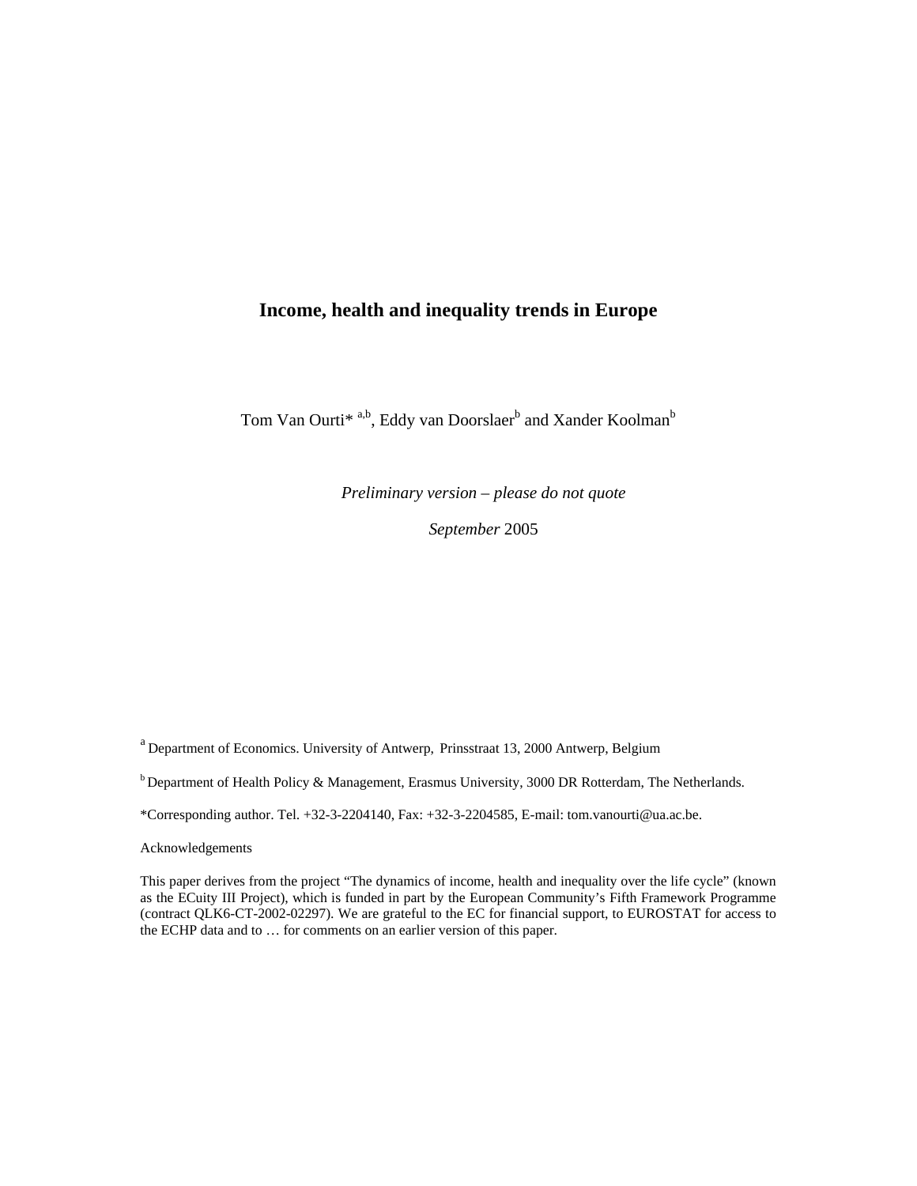# Income, health and inequality trends in Europe

Tom Van Ourti* [a,b], Eddy van Doorslaer[b] and Xander Koolman[b]

*Preliminary version – please do not quote*

*September* 2005

[a] Department of Economics. University of Antwerp, Prinsstraat 13, 2000 Antwerp, Belgium

[b] Department of Health Policy & Management, Erasmus University, 3000 DR Rotterdam, The Netherlands.

*Corresponding author. Tel. +32-3-2204140, Fax: +32-3-2204585, E-mail: tom.vanourti@ua.ac.be.

Acknowledgements

This paper derives from the project "The dynamics of income, health and inequality over the life cycle" (known as the ECuity III Project), which is funded in part by the European Community's Fifth Framework Programme (contract QLK6-CT-2002-02297). We are grateful to the EC for financial support, to EUROSTAT for access to the ECHP data and to … for comments on an earlier version of this paper.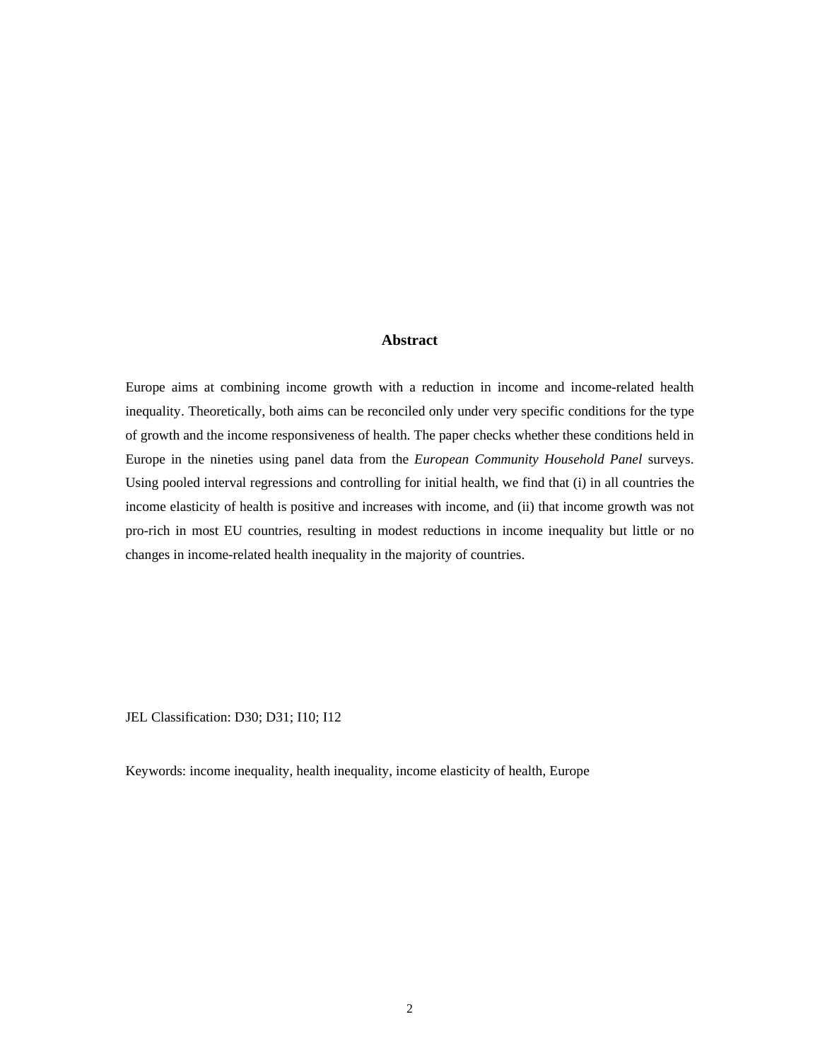## Abstract

Europe aims at combining income growth with a reduction in income and income-related health inequality. Theoretically, both aims can be reconciled only under very specific conditions for the type of growth and the income responsiveness of health. The paper checks whether these conditions held in Europe in the nineties using panel data from the *European Community Household Panel* surveys. Using pooled interval regressions and controlling for initial health, we find that (i) in all countries the income elasticity of health is positive and increases with income, and (ii) that income growth was not pro-rich in most EU countries, resulting in modest reductions in income inequality but little or no changes in income-related health inequality in the majority of countries.

JEL Classification: D30; D31; I10; I12

Keywords: income inequality, health inequality, income elasticity of health, Europe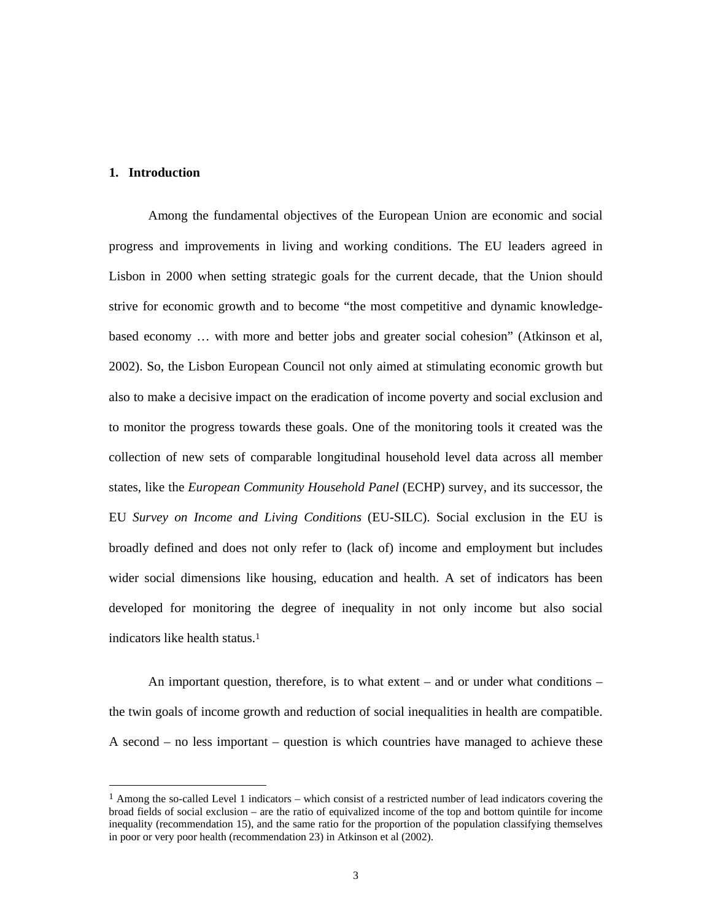## 1. Introduction

Among the fundamental objectives of the European Union are economic and social progress and improvements in living and working conditions. The EU leaders agreed in Lisbon in 2000 when setting strategic goals for the current decade, that the Union should strive for economic growth and to become "the most competitive and dynamic knowledge-based economy … with more and better jobs and greater social cohesion" (Atkinson et al, 2002). So, the Lisbon European Council not only aimed at stimulating economic growth but also to make a decisive impact on the eradication of income poverty and social exclusion and to monitor the progress towards these goals. One of the monitoring tools it created was the collection of new sets of comparable longitudinal household level data across all member states, like the *European Community Household Panel* (ECHP) survey, and its successor, the EU *Survey on Income and Living Conditions* (EU-SILC). Social exclusion in the EU is broadly defined and does not only refer to (lack of) income and employment but includes wider social dimensions like housing, education and health. A set of indicators has been developed for monitoring the degree of inequality in not only income but also social indicators like health status.[1]

An important question, therefore, is to what extent – and or under what conditions – the twin goals of income growth and reduction of social inequalities in health are compatible. A second – no less important – question is which countries have managed to achieve these

[1] Among the so-called Level 1 indicators – which consist of a restricted number of lead indicators covering the broad fields of social exclusion – are the ratio of equivalized income of the top and bottom quintile for income inequality (recommendation 15), and the same ratio for the proportion of the population classifying themselves in poor or very poor health (recommendation 23) in Atkinson et al (2002).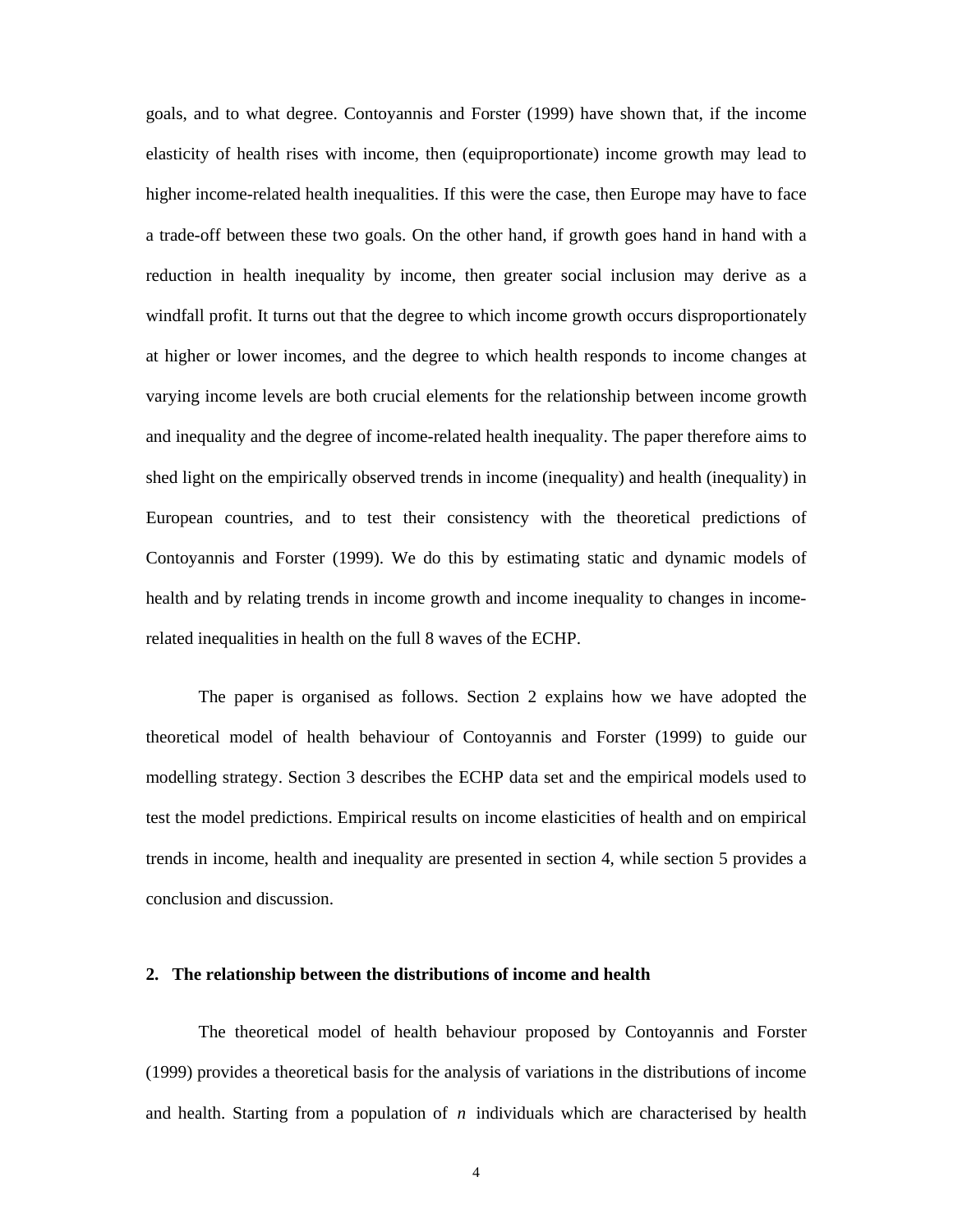goals, and to what degree. Contoyannis and Forster (1999) have shown that, if the income elasticity of health rises with income, then (equiproportionate) income growth may lead to higher income-related health inequalities. If this were the case, then Europe may have to face a trade-off between these two goals. On the other hand, if growth goes hand in hand with a reduction in health inequality by income, then greater social inclusion may derive as a windfall profit. It turns out that the degree to which income growth occurs disproportionately at higher or lower incomes, and the degree to which health responds to income changes at varying income levels are both crucial elements for the relationship between income growth and inequality and the degree of income-related health inequality. The paper therefore aims to shed light on the empirically observed trends in income (inequality) and health (inequality) in European countries, and to test their consistency with the theoretical predictions of Contoyannis and Forster (1999). We do this by estimating static and dynamic models of health and by relating trends in income growth and income inequality to changes in income-related inequalities in health on the full 8 waves of the ECHP.

The paper is organised as follows. Section 2 explains how we have adopted the theoretical model of health behaviour of Contoyannis and Forster (1999) to guide our modelling strategy. Section 3 describes the ECHP data set and the empirical models used to test the model predictions. Empirical results on income elasticities of health and on empirical trends in income, health and inequality are presented in section 4, while section 5 provides a conclusion and discussion.

## 2. The relationship between the distributions of income and health

The theoretical model of health behaviour proposed by Contoyannis and Forster (1999) provides a theoretical basis for the analysis of variations in the distributions of income and health. Starting from a population of $n$ individuals which are characterised by health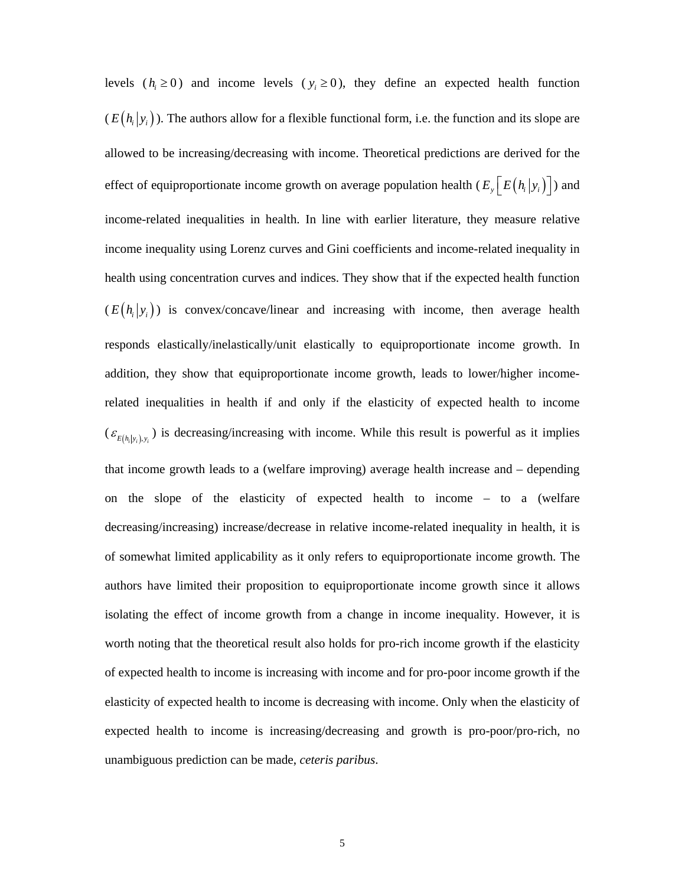levels ($h_i \geq 0$) and income levels ($y_i \geq 0$), they define an expected health function ($E\left(h_i \middle| y_i\right)$). The authors allow for a flexible functional form, i.e. the function and its slope are allowed to be increasing/decreasing with income. Theoretical predictions are derived for the effect of equiproportionate income growth on average population health ($E_y\left[E\left(h_i \middle| y_i\right)\right]$) and income-related inequalities in health. In line with earlier literature, they measure relative income inequality using Lorenz curves and Gini coefficients and income-related inequality in health using concentration curves and indices. They show that if the expected health function ($E\left(h_i \middle| y_i\right)$) is convex/concave/linear and increasing with income, then average health responds elastically/inelastically/unit elastically to equiproportionate income growth. In addition, they show that equiproportionate income growth, leads to lower/higher income-related inequalities in health if and only if the elasticity of expected health to income ($\varepsilon_{E\left(h_i|y_i\right),y_i}$) is decreasing/increasing with income. While this result is powerful as it implies that income growth leads to a (welfare improving) average health increase and – depending on the slope of the elasticity of expected health to income – to a (welfare decreasing/increasing) increase/decrease in relative income-related inequality in health, it is of somewhat limited applicability as it only refers to equiproportionate income growth. The authors have limited their proposition to equiproportionate income growth since it allows isolating the effect of income growth from a change in income inequality. However, it is worth noting that the theoretical result also holds for pro-rich income growth if the elasticity of expected health to income is increasing with income and for pro-poor income growth if the elasticity of expected health to income is decreasing with income. Only when the elasticity of expected health to income is increasing/decreasing and growth is pro-poor/pro-rich, no unambiguous prediction can be made, *ceteris paribus*.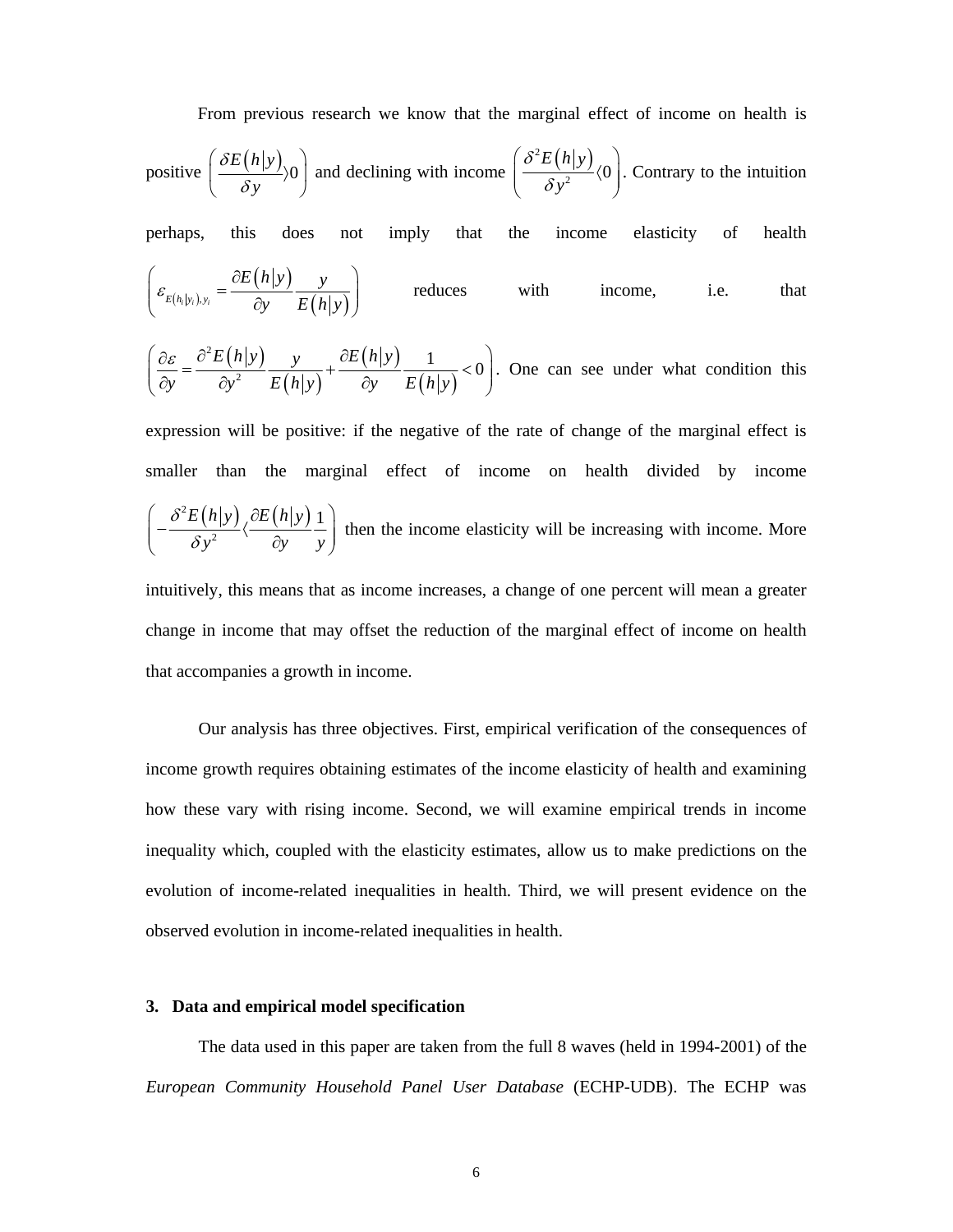From previous research we know that the marginal effect of income on health is positive $\left(\frac{\delta E(h|y)}{\delta y}\rangle 0\right)$ and declining with income $\left(\frac{\delta^2 E(h|y)}{\delta y^2}\langle 0\right)$. Contrary to the intuition perhaps, this does not imply that the income elasticity of health $\left(\varepsilon_{E(h_i|y_i),y_i} = \frac{\partial E(h|y)}{\partial y}\frac{y}{E(h|y)}\right)$ reduces with income, i.e. that $\left(\frac{\partial \varepsilon}{\partial y} = \frac{\partial^2 E(h|y)}{\partial y^2}\frac{y}{E(h|y)} + \frac{\partial E(h|y)}{\partial y}\frac{1}{E(h|y)} < 0\right)$. One can see under what condition this expression will be positive: if the negative of the rate of change of the marginal effect is smaller than the marginal effect of income on health divided by income $\left(-\frac{\delta^2 E(h|y)}{\delta y^2}\langle\frac{\partial E(h|y)}{\partial y}\frac{1}{y}\right)$ then the income elasticity will be increasing with income. More intuitively, this means that as income increases, a change of one percent will mean a greater change in income that may offset the reduction of the marginal effect of income on health that accompanies a growth in income.

Our analysis has three objectives. First, empirical verification of the consequences of income growth requires obtaining estimates of the income elasticity of health and examining how these vary with rising income. Second, we will examine empirical trends in income inequality which, coupled with the elasticity estimates, allow us to make predictions on the evolution of income-related inequalities in health. Third, we will present evidence on the observed evolution in income-related inequalities in health.

## 3. Data and empirical model specification

The data used in this paper are taken from the full 8 waves (held in 1994-2001) of the *European Community Household Panel User Database* (ECHP-UDB). The ECHP was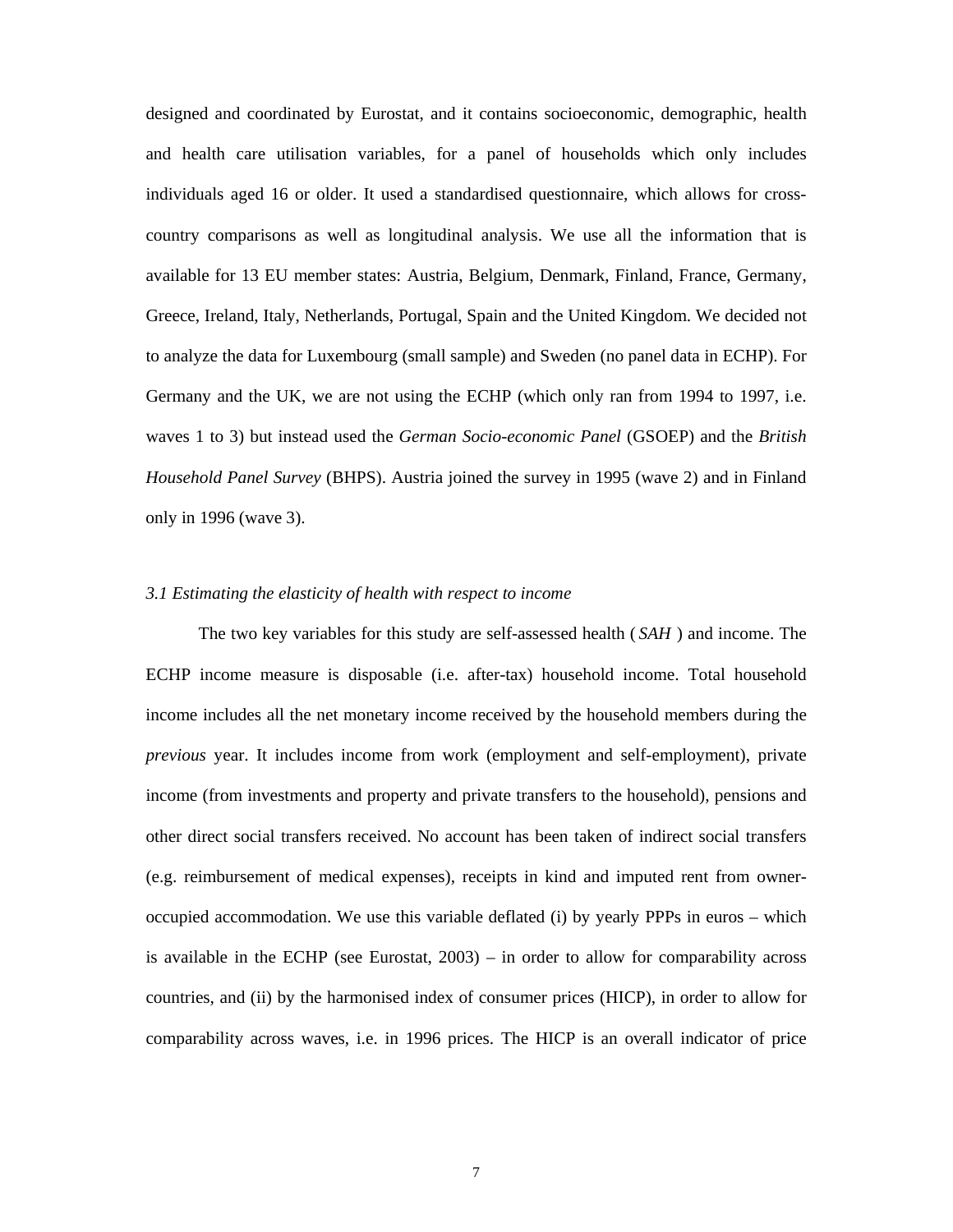designed and coordinated by Eurostat, and it contains socioeconomic, demographic, health and health care utilisation variables, for a panel of households which only includes individuals aged 16 or older. It used a standardised questionnaire, which allows for cross-country comparisons as well as longitudinal analysis. We use all the information that is available for 13 EU member states: Austria, Belgium, Denmark, Finland, France, Germany, Greece, Ireland, Italy, Netherlands, Portugal, Spain and the United Kingdom. We decided not to analyze the data for Luxembourg (small sample) and Sweden (no panel data in ECHP). For Germany and the UK, we are not using the ECHP (which only ran from 1994 to 1997, i.e. waves 1 to 3) but instead used the *German Socio-economic Panel* (GSOEP) and the *British Household Panel Survey* (BHPS). Austria joined the survey in 1995 (wave 2) and in Finland only in 1996 (wave 3).

### *3.1 Estimating the elasticity of health with respect to income*

The two key variables for this study are self-assessed health ( $SAH$ ) and income. The ECHP income measure is disposable (i.e. after-tax) household income. Total household income includes all the net monetary income received by the household members during the *previous* year. It includes income from work (employment and self-employment), private income (from investments and property and private transfers to the household), pensions and other direct social transfers received. No account has been taken of indirect social transfers (e.g. reimbursement of medical expenses), receipts in kind and imputed rent from owner-occupied accommodation. We use this variable deflated (i) by yearly PPPs in euros – which is available in the ECHP (see Eurostat, 2003) – in order to allow for comparability across countries, and (ii) by the harmonised index of consumer prices (HICP), in order to allow for comparability across waves, i.e. in 1996 prices. The HICP is an overall indicator of price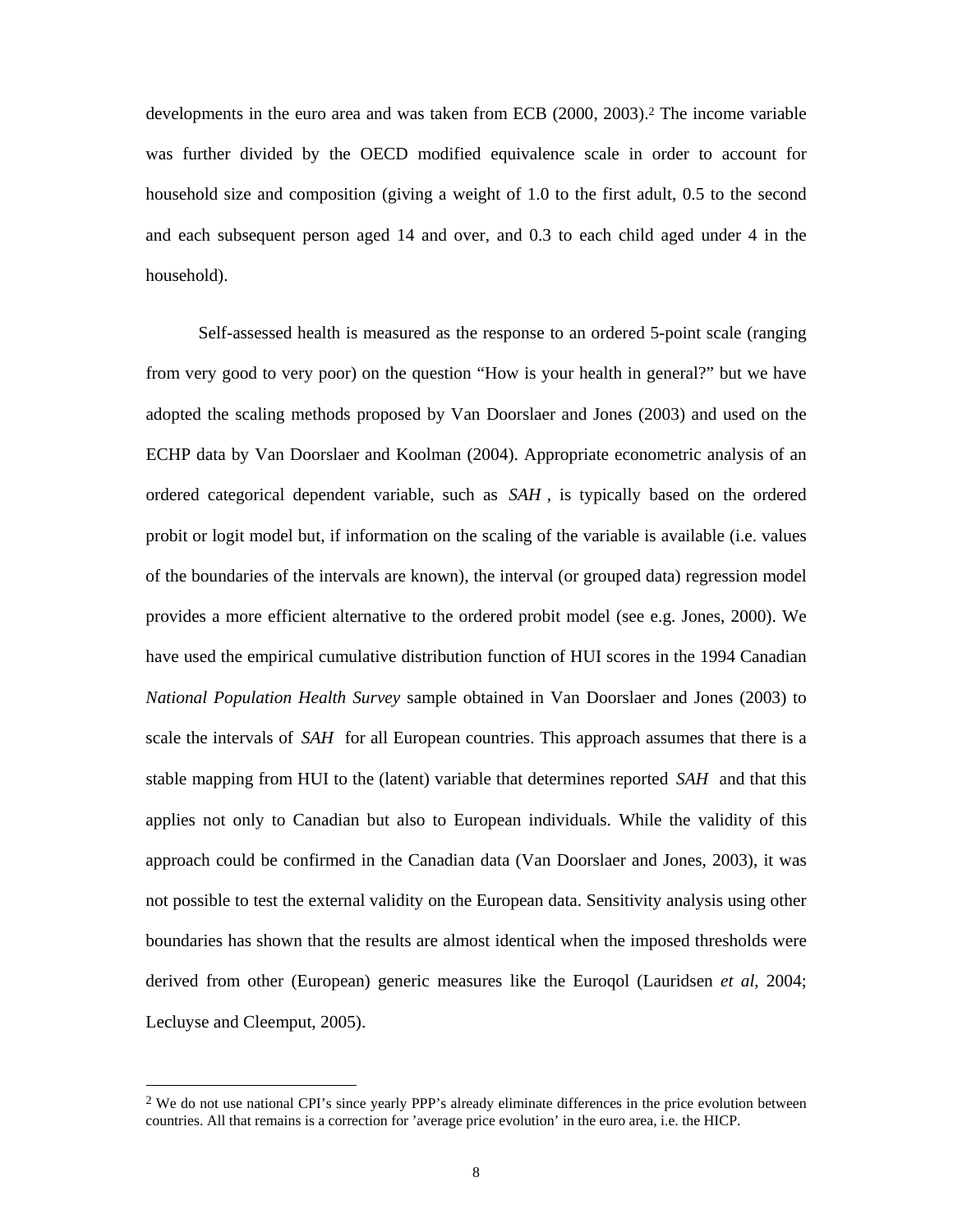developments in the euro area and was taken from ECB (2000, 2003).[2] The income variable was further divided by the OECD modified equivalence scale in order to account for household size and composition (giving a weight of 1.0 to the first adult, 0.5 to the second and each subsequent person aged 14 and over, and 0.3 to each child aged under 4 in the household).

Self-assessed health is measured as the response to an ordered 5-point scale (ranging from very good to very poor) on the question "How is your health in general?" but we have adopted the scaling methods proposed by Van Doorslaer and Jones (2003) and used on the ECHP data by Van Doorslaer and Koolman (2004). Appropriate econometric analysis of an ordered categorical dependent variable, such as *SAH*, is typically based on the ordered probit or logit model but, if information on the scaling of the variable is available (i.e. values of the boundaries of the intervals are known), the interval (or grouped data) regression model provides a more efficient alternative to the ordered probit model (see e.g. Jones, 2000). We have used the empirical cumulative distribution function of HUI scores in the 1994 Canadian *National Population Health Survey* sample obtained in Van Doorslaer and Jones (2003) to scale the intervals of *SAH* for all European countries. This approach assumes that there is a stable mapping from HUI to the (latent) variable that determines reported *SAH* and that this applies not only to Canadian but also to European individuals. While the validity of this approach could be confirmed in the Canadian data (Van Doorslaer and Jones, 2003), it was not possible to test the external validity on the European data. Sensitivity analysis using other boundaries has shown that the results are almost identical when the imposed thresholds were derived from other (European) generic measures like the Euroqol (Lauridsen *et al*, 2004; Lecluyse and Cleemput, 2005).

---

[2] We do not use national CPI's since yearly PPP's already eliminate differences in the price evolution between countries. All that remains is a correction for 'average price evolution' in the euro area, i.e. the HICP.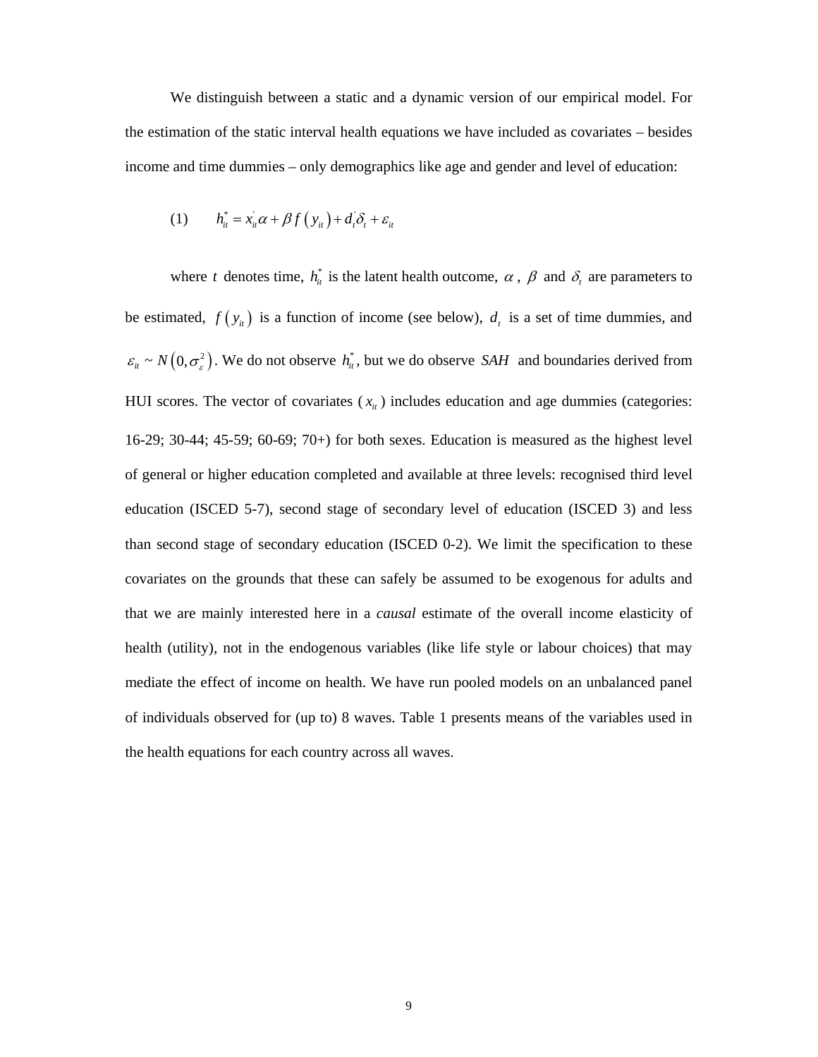We distinguish between a static and a dynamic version of our empirical model. For the estimation of the static interval health equations we have included as covariates – besides income and time dummies – only demographics like age and gender and level of education:

$$(1) \qquad h_{it}^{*} = x_{it}^{'}\alpha + \beta f\left(y_{it}\right) + d_{t}^{'}\delta_{t} + \varepsilon_{it}$$

where $t$ denotes time, $h_{it}^{*}$ is the latent health outcome, $\alpha$, $\beta$ and $\delta_{t}$ are parameters to be estimated, $f\left(y_{it}\right)$ is a function of income (see below), $d_{t}$ is a set of time dummies, and $\varepsilon_{it} \sim N\left(0, \sigma_{\varepsilon}^{2}\right)$. We do not observe $h_{it}^{*}$, but we do observe $SAH$ and boundaries derived from HUI scores. The vector of covariates ($x_{it}$) includes education and age dummies (categories: 16-29; 30-44; 45-59; 60-69; 70+) for both sexes. Education is measured as the highest level of general or higher education completed and available at three levels: recognised third level education (ISCED 5-7), second stage of secondary level of education (ISCED 3) and less than second stage of secondary education (ISCED 0-2). We limit the specification to these covariates on the grounds that these can safely be assumed to be exogenous for adults and that we are mainly interested here in a *causal* estimate of the overall income elasticity of health (utility), not in the endogenous variables (like life style or labour choices) that may mediate the effect of income on health. We have run pooled models on an unbalanced panel of individuals observed for (up to) 8 waves. Table 1 presents means of the variables used in the health equations for each country across all waves.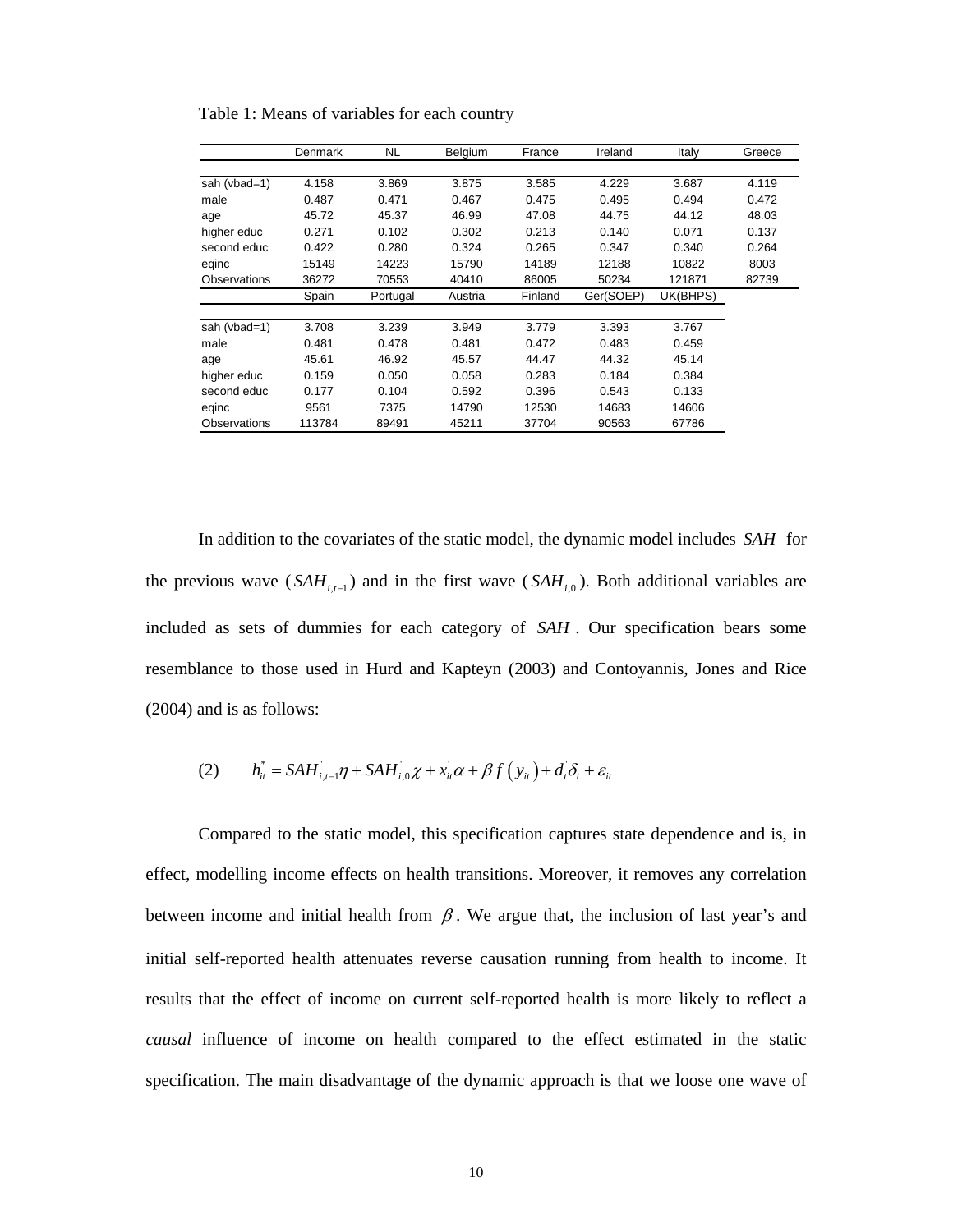Table 1: Means of variables for each country

|  | Denmark | NL | Belgium | France | Ireland | Italy | Greece |
|---|---|---|---|---|---|---|---|
| sah (vbad=1) | 4.158 | 3.869 | 3.875 | 3.585 | 4.229 | 3.687 | 4.119 |
| male | 0.487 | 0.471 | 0.467 | 0.475 | 0.495 | 0.494 | 0.472 |
| age | 45.72 | 45.37 | 46.99 | 47.08 | 44.75 | 44.12 | 48.03 |
| higher educ | 0.271 | 0.102 | 0.302 | 0.213 | 0.140 | 0.071 | 0.137 |
| second educ | 0.422 | 0.280 | 0.324 | 0.265 | 0.347 | 0.340 | 0.264 |
| eqinc | 15149 | 14223 | 15790 | 14189 | 12188 | 10822 | 8003 |
| Observations | 36272 | 70553 | 40410 | 86005 | 50234 | 121871 | 82739 |

|  | Spain | Portugal | Austria | Finland | Ger(SOEP) | UK(BHPS) |
|---|---|---|---|---|---|---|
| sah (vbad=1) | 3.708 | 3.239 | 3.949 | 3.779 | 3.393 | 3.767 |
| male | 0.481 | 0.478 | 0.481 | 0.472 | 0.483 | 0.459 |
| age | 45.61 | 46.92 | 45.57 | 44.47 | 44.32 | 45.14 |
| higher educ | 0.159 | 0.050 | 0.058 | 0.283 | 0.184 | 0.384 |
| second educ | 0.177 | 0.104 | 0.592 | 0.396 | 0.543 | 0.133 |
| eqinc | 9561 | 7375 | 14790 | 12530 | 14683 | 14606 |
| Observations | 113784 | 89491 | 45211 | 37704 | 90563 | 67786 |

In addition to the covariates of the static model, the dynamic model includes $SAH$ for the previous wave ($SAH_{i,t-1}$) and in the first wave ($SAH_{i,0}$). Both additional variables are included as sets of dummies for each category of $SAH$. Our specification bears some resemblance to those used in Hurd and Kapteyn (2003) and Contoyannis, Jones and Rice (2004) and is as follows:

$$(2) \qquad h_{it}^{*} = SAH_{i,t-1}^{'}\eta + SAH_{i,0}^{'}\chi + x_{it}^{'}\alpha + \beta f\left(y_{it}\right) + d_{t}^{'}\delta_{t} + \varepsilon_{it}$$

Compared to the static model, this specification captures state dependence and is, in effect, modelling income effects on health transitions. Moreover, it removes any correlation between income and initial health from $\beta$. We argue that, the inclusion of last year's and initial self-reported health attenuates reverse causation running from health to income. It results that the effect of income on current self-reported health is more likely to reflect a *causal* influence of income on health compared to the effect estimated in the static specification. The main disadvantage of the dynamic approach is that we loose one wave of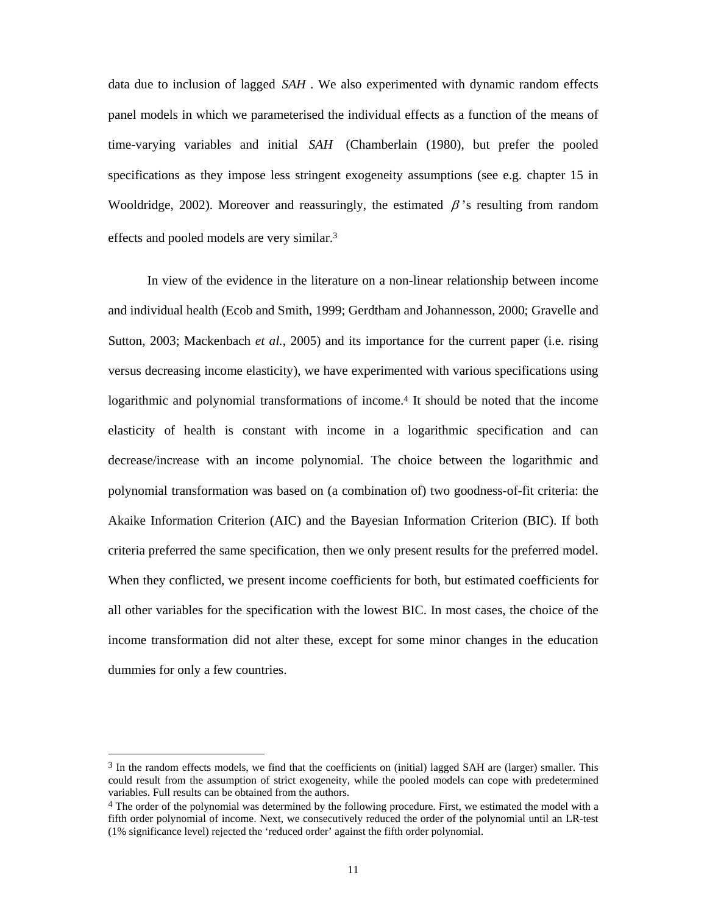data due to inclusion of lagged *SAH*. We also experimented with dynamic random effects panel models in which we parameterised the individual effects as a function of the means of time-varying variables and initial *SAH* (Chamberlain (1980), but prefer the pooled specifications as they impose less stringent exogeneity assumptions (see e.g. chapter 15 in Wooldridge, 2002). Moreover and reassuringly, the estimated $\beta$'s resulting from random effects and pooled models are very similar.[3]

In view of the evidence in the literature on a non-linear relationship between income and individual health (Ecob and Smith, 1999; Gerdtham and Johannesson, 2000; Gravelle and Sutton, 2003; Mackenbach *et al.*, 2005) and its importance for the current paper (i.e. rising versus decreasing income elasticity), we have experimented with various specifications using logarithmic and polynomial transformations of income.[4] It should be noted that the income elasticity of health is constant with income in a logarithmic specification and can decrease/increase with an income polynomial. The choice between the logarithmic and polynomial transformation was based on (a combination of) two goodness-of-fit criteria: the Akaike Information Criterion (AIC) and the Bayesian Information Criterion (BIC). If both criteria preferred the same specification, then we only present results for the preferred model. When they conflicted, we present income coefficients for both, but estimated coefficients for all other variables for the specification with the lowest BIC. In most cases, the choice of the income transformation did not alter these, except for some minor changes in the education dummies for only a few countries.

---

[3] In the random effects models, we find that the coefficients on (initial) lagged SAH are (larger) smaller. This could result from the assumption of strict exogeneity, while the pooled models can cope with predetermined variables. Full results can be obtained from the authors.

[4] The order of the polynomial was determined by the following procedure. First, we estimated the model with a fifth order polynomial of income. Next, we consecutively reduced the order of the polynomial until an LR-test (1% significance level) rejected the 'reduced order' against the fifth order polynomial.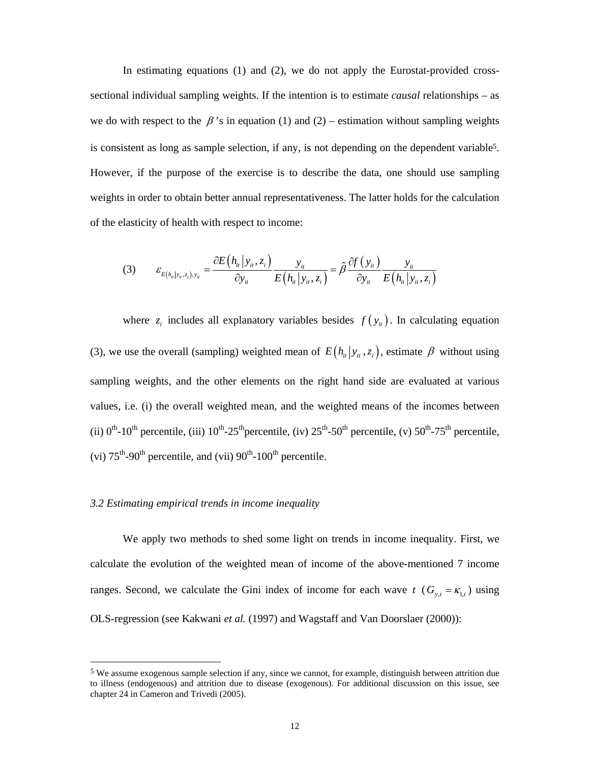In estimating equations (1) and (2), we do not apply the Eurostat-provided cross-sectional individual sampling weights. If the intention is to estimate *causal* relationships – as we do with respect to the $\beta$'s in equation (1) and (2) – estimation without sampling weights is consistent as long as sample selection, if any, is not depending on the dependent variable[5]. However, if the purpose of the exercise is to describe the data, one should use sampling weights in order to obtain better annual representativeness. The latter holds for the calculation of the elasticity of health with respect to income:

$$\text{(3)} \qquad \varepsilon_{E\left(h_{it}|y_{it},z_i\right),y_{it}} = \frac{\partial E\left(h_{it}|y_{it},z_i\right)}{\partial y_{it}} \frac{y_{it}}{E\left(h_{it}|y_{it},z_i\right)} = \hat{\beta} \frac{\partial f\left(y_{it}\right)}{\partial y_{it}} \frac{y_{it}}{E\left(h_{it}|y_{it},z_i\right)}$$

where $z_i$ includes all explanatory variables besides $f\left(y_{it}\right)$. In calculating equation (3), we use the overall (sampling) weighted mean of $E\left(h_{it}|y_{it},z_i\right)$, estimate $\beta$ without using sampling weights, and the other elements on the right hand side are evaluated at various values, i.e. (i) the overall weighted mean, and the weighted means of the incomes between (ii) $0^{th}$-$10^{th}$ percentile, (iii) $10^{th}$-$25^{th}$percentile, (iv) $25^{th}$-$50^{th}$ percentile, (v) $50^{th}$-$75^{th}$ percentile, (vi) $75^{th}$-$90^{th}$ percentile, and (vii) $90^{th}$-$100^{th}$ percentile.

### *3.2 Estimating empirical trends in income inequality*

We apply two methods to shed some light on trends in income inequality. First, we calculate the evolution of the weighted mean of income of the above-mentioned 7 income ranges. Second, we calculate the Gini index of income for each wave $t$ ($G_{y,t} = \kappa_{1,t}$) using OLS-regression (see Kakwani *et al.* (1997) and Wagstaff and Van Doorslaer (2000)):

---

[5] We assume exogenous sample selection if any, since we cannot, for example, distinguish between attrition due to illness (endogenous) and attrition due to disease (exogenous). For additional discussion on this issue, see chapter 24 in Cameron and Trivedi (2005).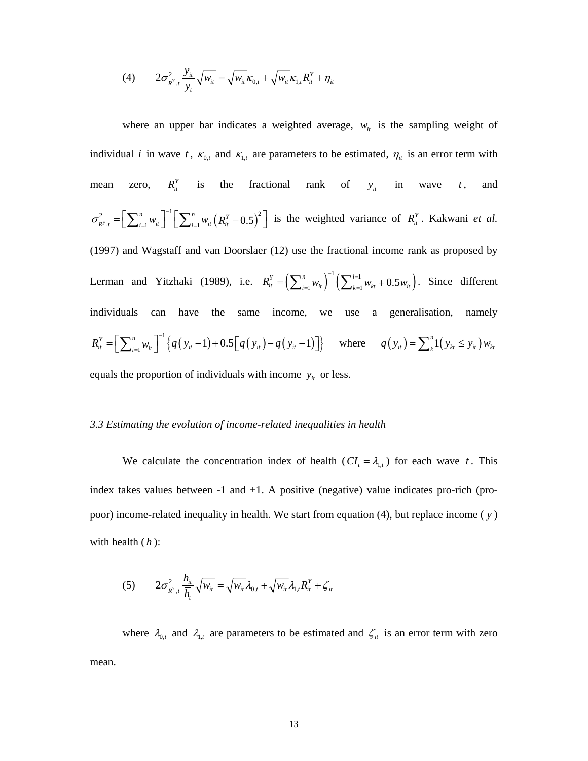$$(4) \qquad 2\sigma^2_{R^y,t} \frac{y_{it}}{\bar{y}_t}\sqrt{w_{it}} = \sqrt{w_{it}}\kappa_{0,t} + \sqrt{w_{it}}\kappa_{1,t}R^Y_{it} + \eta_{it}$$

where an upper bar indicates a weighted average, $w_{it}$ is the sampling weight of individual $i$ in wave $t$, $\kappa_{0,t}$ and $\kappa_{1,t}$ are parameters to be estimated, $\eta_{it}$ is an error term with mean zero, $R^Y_{it}$ is the fractional rank of $y_{it}$ in wave $t$, and $\sigma^2_{R^y,t} = \left[\sum_{i=1}^{n} w_{it}\right]^{-1}\left[\sum_{i=1}^{n} w_{it}\left(R^Y_{it} - 0.5\right)^2\right]$ is the weighted variance of $R^Y_{it}$. Kakwani *et al.* (1997) and Wagstaff and van Doorslaer (12) use the fractional income rank as proposed by Lerman and Yitzhaki (1989), i.e. $R^Y_{it} = \left(\sum_{i=1}^{n} w_{it}\right)^{-1}\left(\sum_{k=1}^{i-1} w_{kt} + 0.5 w_{it}\right)$. Since different individuals can have the same income, we use a generalisation, namely $R^Y_{it} = \left[\sum_{i=1}^{n} w_{it}\right]^{-1}\left\{q\left(y_{it}-1\right) + 0.5\left[q\left(y_{it}\right) - q\left(y_{it}-1\right)\right]\right\}$ where $q\left(y_{it}\right) = \sum_{k}^{n} 1\left(y_{kt} \le y_{it}\right) w_{kt}$ equals the proportion of individuals with income $y_{it}$ or less.

*3.3 Estimating the evolution of income-related inequalities in health*

We calculate the concentration index of health ($CI_t = \lambda_{1,t}$) for each wave $t$. This index takes values between -1 and +1. A positive (negative) value indicates pro-rich (pro-poor) income-related inequality in health. We start from equation (4), but replace income ($y$) with health ($h$):

$$(5) \qquad 2\sigma^2_{R^y,t} \frac{h_{it}}{\bar{h}_t}\sqrt{w_{it}} = \sqrt{w_{it}}\lambda_{0,t} + \sqrt{w_{it}}\lambda_{1,t}R^Y_{it} + \zeta_{it}$$

where $\lambda_{0,t}$ and $\lambda_{1,t}$ are parameters to be estimated and $\zeta_{it}$ is an error term with zero mean.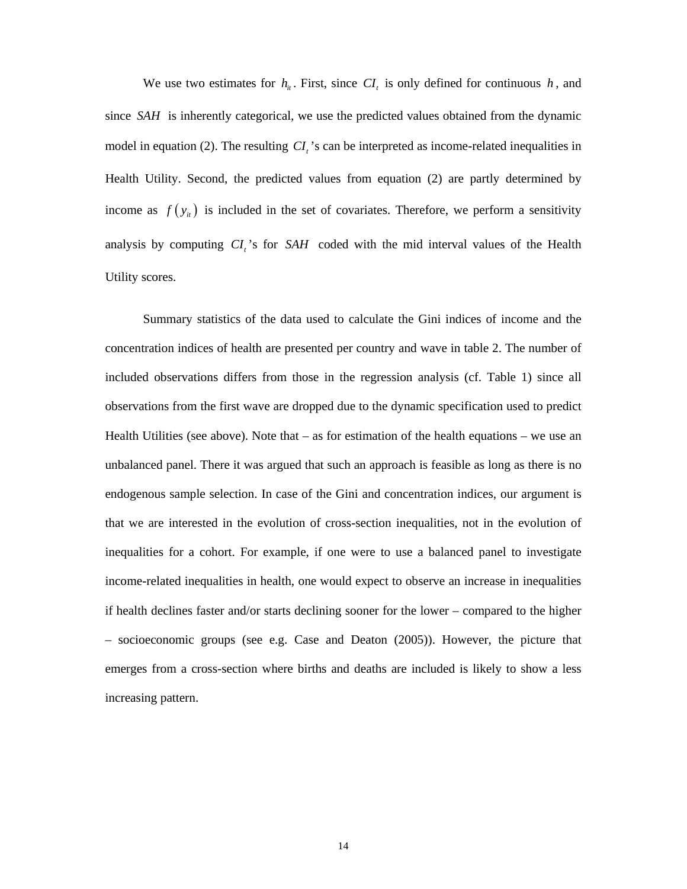We use two estimates for $h_{it}$. First, since $CI_t$ is only defined for continuous $h$, and since $SAH$ is inherently categorical, we use the predicted values obtained from the dynamic model in equation (2). The resulting $CI_t$'s can be interpreted as income-related inequalities in Health Utility. Second, the predicted values from equation (2) are partly determined by income as $f(y_{it})$ is included in the set of covariates. Therefore, we perform a sensitivity analysis by computing $CI_t$'s for $SAH$ coded with the mid interval values of the Health Utility scores.

Summary statistics of the data used to calculate the Gini indices of income and the concentration indices of health are presented per country and wave in table 2. The number of included observations differs from those in the regression analysis (cf. Table 1) since all observations from the first wave are dropped due to the dynamic specification used to predict Health Utilities (see above). Note that – as for estimation of the health equations – we use an unbalanced panel. There it was argued that such an approach is feasible as long as there is no endogenous sample selection. In case of the Gini and concentration indices, our argument is that we are interested in the evolution of cross-section inequalities, not in the evolution of inequalities for a cohort. For example, if one were to use a balanced panel to investigate income-related inequalities in health, one would expect to observe an increase in inequalities if health declines faster and/or starts declining sooner for the lower – compared to the higher – socioeconomic groups (see e.g. Case and Deaton (2005)). However, the picture that emerges from a cross-section where births and deaths are included is likely to show a less increasing pattern.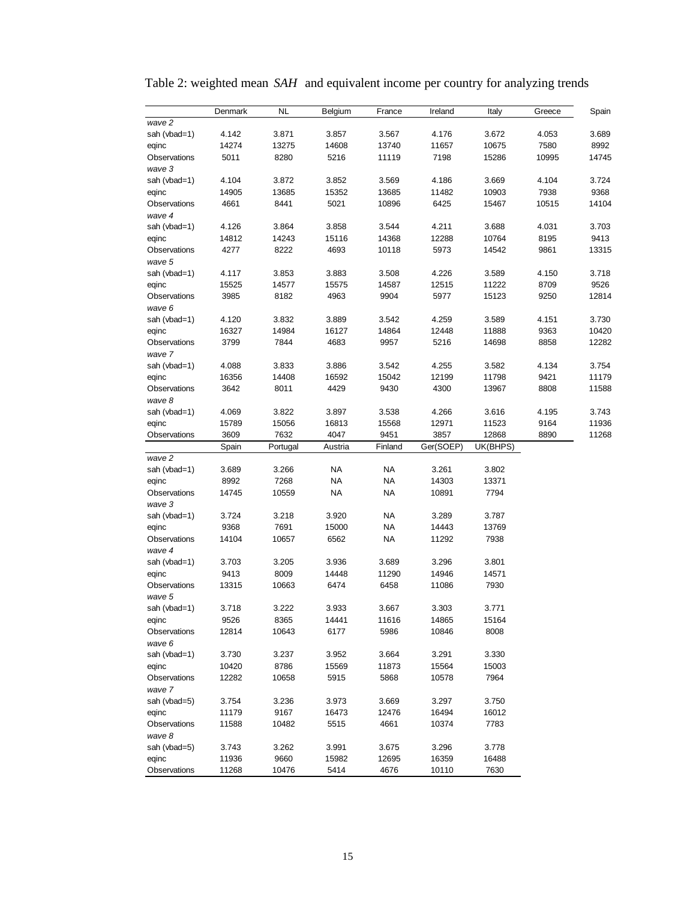Table 2: weighted mean *SAH* and equivalent income per country for analyzing trends

| | Denmark | NL | Belgium | France | Ireland | Italy | Greece | Spain |
|---|---|---|---|---|---|---|---|---|
| *wave 2* | | | | | | | | |
| sah (vbad=1) | 4.142 | 3.871 | 3.857 | 3.567 | 4.176 | 3.672 | 4.053 | 3.689 |
| eqinc | 14274 | 13275 | 14608 | 13740 | 11657 | 10675 | 7580 | 8992 |
| Observations | 5011 | 8280 | 5216 | 11119 | 7198 | 15286 | 10995 | 14745 |
| *wave 3* | | | | | | | | |
| sah (vbad=1) | 4.104 | 3.872 | 3.852 | 3.569 | 4.186 | 3.669 | 4.104 | 3.724 |
| eqinc | 14905 | 13685 | 15352 | 13685 | 11482 | 10903 | 7938 | 9368 |
| Observations | 4661 | 8441 | 5021 | 10896 | 6425 | 15467 | 10515 | 14104 |
| *wave 4* | | | | | | | | |
| sah (vbad=1) | 4.126 | 3.864 | 3.858 | 3.544 | 4.211 | 3.688 | 4.031 | 3.703 |
| eqinc | 14812 | 14243 | 15116 | 14368 | 12288 | 10764 | 8195 | 9413 |
| Observations | 4277 | 8222 | 4693 | 10118 | 5973 | 14542 | 9861 | 13315 |
| *wave 5* | | | | | | | | |
| sah (vbad=1) | 4.117 | 3.853 | 3.883 | 3.508 | 4.226 | 3.589 | 4.150 | 3.718 |
| eqinc | 15525 | 14577 | 15575 | 14587 | 12515 | 11222 | 8709 | 9526 |
| Observations | 3985 | 8182 | 4963 | 9904 | 5977 | 15123 | 9250 | 12814 |
| *wave 6* | | | | | | | | |
| sah (vbad=1) | 4.120 | 3.832 | 3.889 | 3.542 | 4.259 | 3.589 | 4.151 | 3.730 |
| eqinc | 16327 | 14984 | 16127 | 14864 | 12448 | 11888 | 9363 | 10420 |
| Observations | 3799 | 7844 | 4683 | 9957 | 5216 | 14698 | 8858 | 12282 |
| *wave 7* | | | | | | | | |
| sah (vbad=1) | 4.088 | 3.833 | 3.886 | 3.542 | 4.255 | 3.582 | 4.134 | 3.754 |
| eqinc | 16356 | 14408 | 16592 | 15042 | 12199 | 11798 | 9421 | 11179 |
| Observations | 3642 | 8011 | 4429 | 9430 | 4300 | 13967 | 8808 | 11588 |
| *wave 8* | | | | | | | | |
| sah (vbad=1) | 4.069 | 3.822 | 3.897 | 3.538 | 4.266 | 3.616 | 4.195 | 3.743 |
| eqinc | 15789 | 15056 | 16813 | 15568 | 12971 | 11523 | 9164 | 11936 |
| Observations | 3609 | 7632 | 4047 | 9451 | 3857 | 12868 | 8890 | 11268 |

| | Spain | Portugal | Austria | Finland | Ger(SOEP) | UK(BHPS) |
|---|---|---|---|---|---|---|
| *wave 2* | | | | | | |
| sah (vbad=1) | 3.689 | 3.266 | NA | NA | 3.261 | 3.802 |
| eqinc | 8992 | 7268 | NA | NA | 14303 | 13371 |
| Observations | 14745 | 10559 | NA | NA | 10891 | 7794 |
| *wave 3* | | | | | | |
| sah (vbad=1) | 3.724 | 3.218 | 3.920 | NA | 3.289 | 3.787 |
| eqinc | 9368 | 7691 | 15000 | NA | 14443 | 13769 |
| Observations | 14104 | 10657 | 6562 | NA | 11292 | 7938 |
| *wave 4* | | | | | | |
| sah (vbad=1) | 3.703 | 3.205 | 3.936 | 3.689 | 3.296 | 3.801 |
| eqinc | 9413 | 8009 | 14448 | 11290 | 14946 | 14571 |
| Observations | 13315 | 10663 | 6474 | 6458 | 11086 | 7930 |
| *wave 5* | | | | | | |
| sah (vbad=1) | 3.718 | 3.222 | 3.933 | 3.667 | 3.303 | 3.771 |
| eqinc | 9526 | 8365 | 14441 | 11616 | 14865 | 15164 |
| Observations | 12814 | 10643 | 6177 | 5986 | 10846 | 8008 |
| *wave 6* | | | | | | |
| sah (vbad=1) | 3.730 | 3.237 | 3.952 | 3.664 | 3.291 | 3.330 |
| eqinc | 10420 | 8786 | 15569 | 11873 | 15564 | 15003 |
| Observations | 12282 | 10658 | 5915 | 5868 | 10578 | 7964 |
| *wave 7* | | | | | | |
| sah (vbad=5) | 3.754 | 3.236 | 3.973 | 3.669 | 3.297 | 3.750 |
| eqinc | 11179 | 9167 | 16473 | 12476 | 16494 | 16012 |
| Observations | 11588 | 10482 | 5515 | 4661 | 10374 | 7783 |
| *wave 8* | | | | | | |
| sah (vbad=5) | 3.743 | 3.262 | 3.991 | 3.675 | 3.296 | 3.778 |
| eqinc | 11936 | 9660 | 15982 | 12695 | 16359 | 16488 |
| Observations | 11268 | 10476 | 5414 | 4676 | 10110 | 7630 |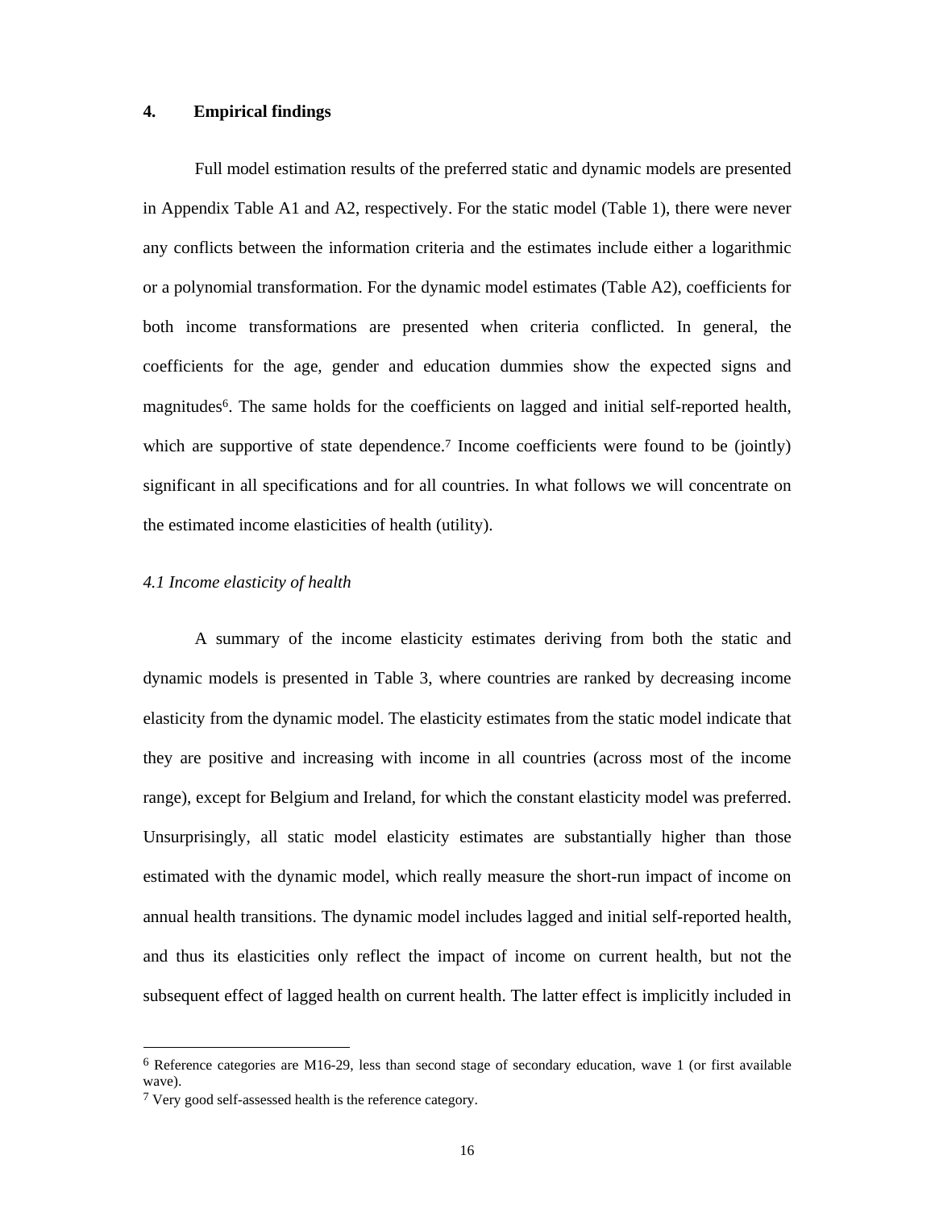## 4. Empirical findings

Full model estimation results of the preferred static and dynamic models are presented in Appendix Table A1 and A2, respectively. For the static model (Table 1), there were never any conflicts between the information criteria and the estimates include either a logarithmic or a polynomial transformation. For the dynamic model estimates (Table A2), coefficients for both income transformations are presented when criteria conflicted. In general, the coefficients for the age, gender and education dummies show the expected signs and magnitudes[6]. The same holds for the coefficients on lagged and initial self-reported health, which are supportive of state dependence.[7] Income coefficients were found to be (jointly) significant in all specifications and for all countries. In what follows we will concentrate on the estimated income elasticities of health (utility).

### *4.1 Income elasticity of health*

A summary of the income elasticity estimates deriving from both the static and dynamic models is presented in Table 3, where countries are ranked by decreasing income elasticity from the dynamic model. The elasticity estimates from the static model indicate that they are positive and increasing with income in all countries (across most of the income range), except for Belgium and Ireland, for which the constant elasticity model was preferred. Unsurprisingly, all static model elasticity estimates are substantially higher than those estimated with the dynamic model, which really measure the short-run impact of income on annual health transitions. The dynamic model includes lagged and initial self-reported health, and thus its elasticities only reflect the impact of income on current health, but not the subsequent effect of lagged health on current health. The latter effect is implicitly included in

---

[6] Reference categories are M16-29, less than second stage of secondary education, wave 1 (or first available wave).

[7] Very good self-assessed health is the reference category.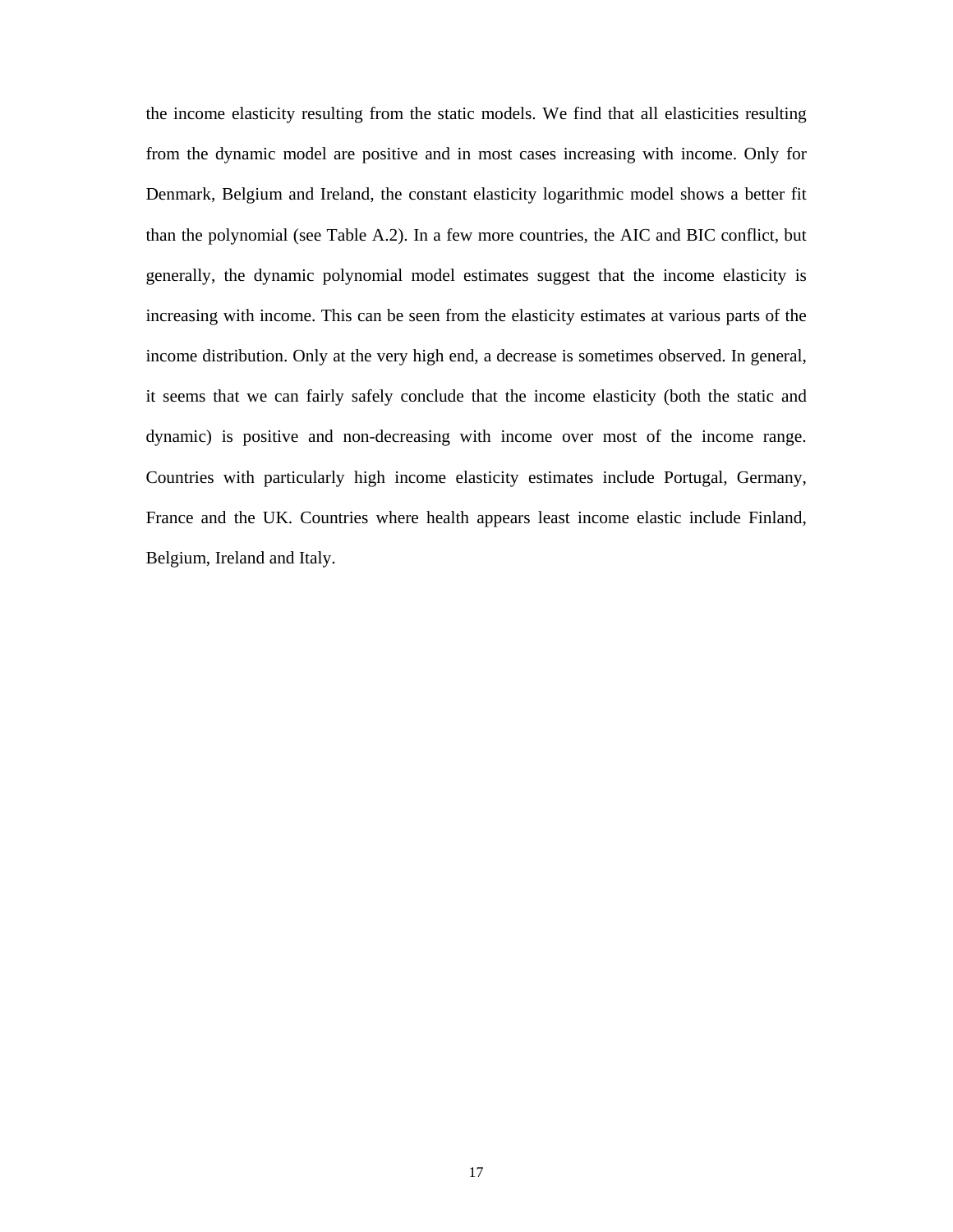the income elasticity resulting from the static models. We find that all elasticities resulting from the dynamic model are positive and in most cases increasing with income. Only for Denmark, Belgium and Ireland, the constant elasticity logarithmic model shows a better fit than the polynomial (see Table A.2). In a few more countries, the AIC and BIC conflict, but generally, the dynamic polynomial model estimates suggest that the income elasticity is increasing with income. This can be seen from the elasticity estimates at various parts of the income distribution. Only at the very high end, a decrease is sometimes observed. In general, it seems that we can fairly safely conclude that the income elasticity (both the static and dynamic) is positive and non-decreasing with income over most of the income range. Countries with particularly high income elasticity estimates include Portugal, Germany, France and the UK. Countries where health appears least income elastic include Finland, Belgium, Ireland and Italy.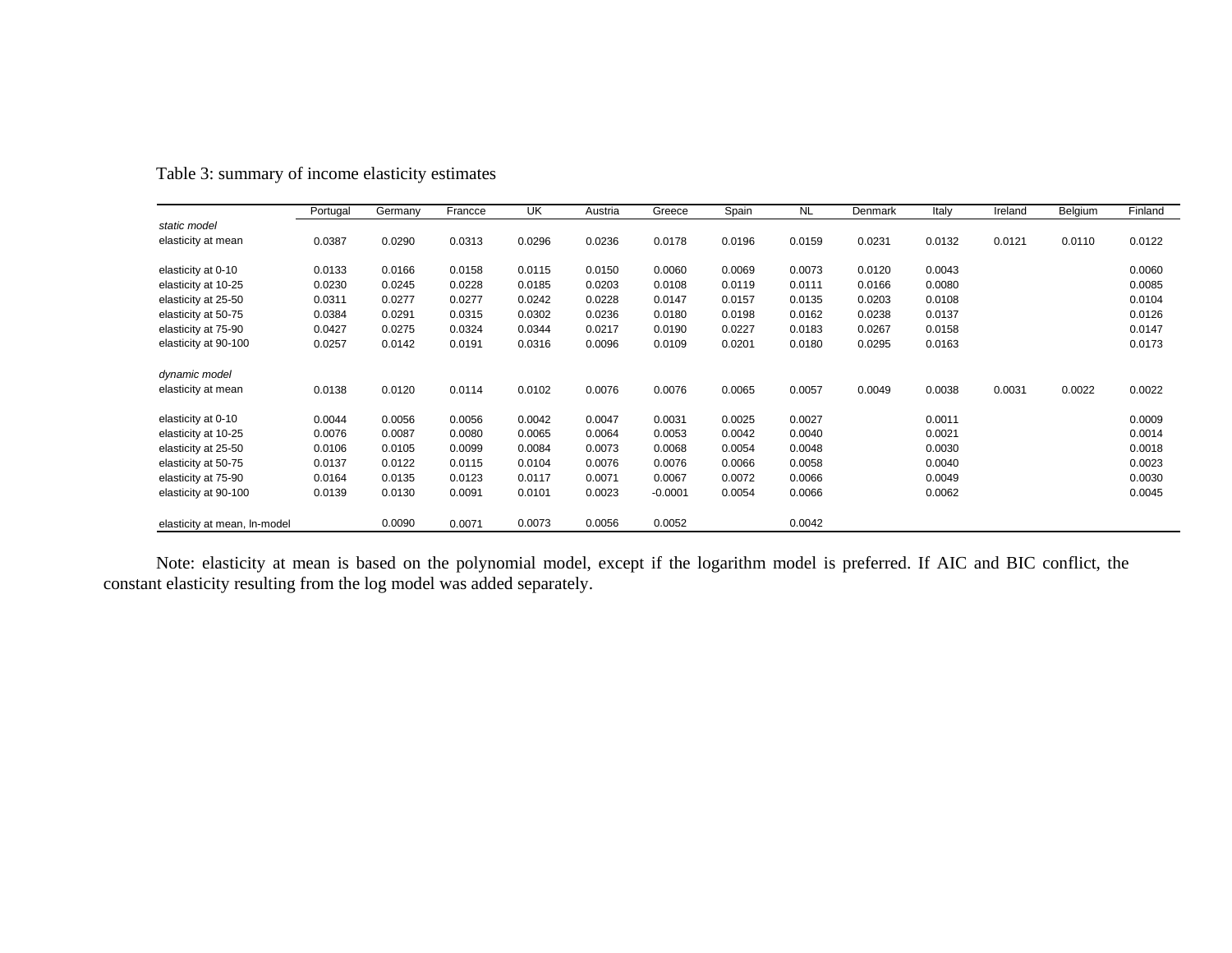Table 3: summary of income elasticity estimates

| | Portugal | Germany | Francce | UK | Austria | Greece | Spain | NL | Denmark | Italy | Ireland | Belgium | Finland |
|---|---|---|---|---|---|---|---|---|---|---|---|---|---|
| *static model* | | | | | | | | | | | | | |
| elasticity at mean | 0.0387 | 0.0290 | 0.0313 | 0.0296 | 0.0236 | 0.0178 | 0.0196 | 0.0159 | 0.0231 | 0.0132 | 0.0121 | 0.0110 | 0.0122 |
| | | | | | | | | | | | | | |
| elasticity at 0-10 | 0.0133 | 0.0166 | 0.0158 | 0.0115 | 0.0150 | 0.0060 | 0.0069 | 0.0073 | 0.0120 | 0.0043 | | | 0.0060 |
| elasticity at 10-25 | 0.0230 | 0.0245 | 0.0228 | 0.0185 | 0.0203 | 0.0108 | 0.0119 | 0.0111 | 0.0166 | 0.0080 | | | 0.0085 |
| elasticity at 25-50 | 0.0311 | 0.0277 | 0.0277 | 0.0242 | 0.0228 | 0.0147 | 0.0157 | 0.0135 | 0.0203 | 0.0108 | | | 0.0104 |
| elasticity at 50-75 | 0.0384 | 0.0291 | 0.0315 | 0.0302 | 0.0236 | 0.0180 | 0.0198 | 0.0162 | 0.0238 | 0.0137 | | | 0.0126 |
| elasticity at 75-90 | 0.0427 | 0.0275 | 0.0324 | 0.0344 | 0.0217 | 0.0190 | 0.0227 | 0.0183 | 0.0267 | 0.0158 | | | 0.0147 |
| elasticity at 90-100 | 0.0257 | 0.0142 | 0.0191 | 0.0316 | 0.0096 | 0.0109 | 0.0201 | 0.0180 | 0.0295 | 0.0163 | | | 0.0173 |
| | | | | | | | | | | | | | |
| *dynamic model* | | | | | | | | | | | | | |
| elasticity at mean | 0.0138 | 0.0120 | 0.0114 | 0.0102 | 0.0076 | 0.0076 | 0.0065 | 0.0057 | 0.0049 | 0.0038 | 0.0031 | 0.0022 | 0.0022 |
| | | | | | | | | | | | | | |
| elasticity at 0-10 | 0.0044 | 0.0056 | 0.0056 | 0.0042 | 0.0047 | 0.0031 | 0.0025 | 0.0027 | | 0.0011 | | | 0.0009 |
| elasticity at 10-25 | 0.0076 | 0.0087 | 0.0080 | 0.0065 | 0.0064 | 0.0053 | 0.0042 | 0.0040 | | 0.0021 | | | 0.0014 |
| elasticity at 25-50 | 0.0106 | 0.0105 | 0.0099 | 0.0084 | 0.0073 | 0.0068 | 0.0054 | 0.0048 | | 0.0030 | | | 0.0018 |
| elasticity at 50-75 | 0.0137 | 0.0122 | 0.0115 | 0.0104 | 0.0076 | 0.0076 | 0.0066 | 0.0058 | | 0.0040 | | | 0.0023 |
| elasticity at 75-90 | 0.0164 | 0.0135 | 0.0123 | 0.0117 | 0.0071 | 0.0067 | 0.0072 | 0.0066 | | 0.0049 | | | 0.0030 |
| elasticity at 90-100 | 0.0139 | 0.0130 | 0.0091 | 0.0101 | 0.0023 | -0.0001 | 0.0054 | 0.0066 | | 0.0062 | | | 0.0045 |
| | | | | | | | | | | | | | |
| elasticity at mean, ln-model | | 0.0090 | 0.0071 | 0.0073 | 0.0056 | 0.0052 | | 0.0042 | | | | | |

Note: elasticity at mean is based on the polynomial model, except if the logarithm model is preferred. If AIC and BIC conflict, the constant elasticity resulting from the log model was added separately.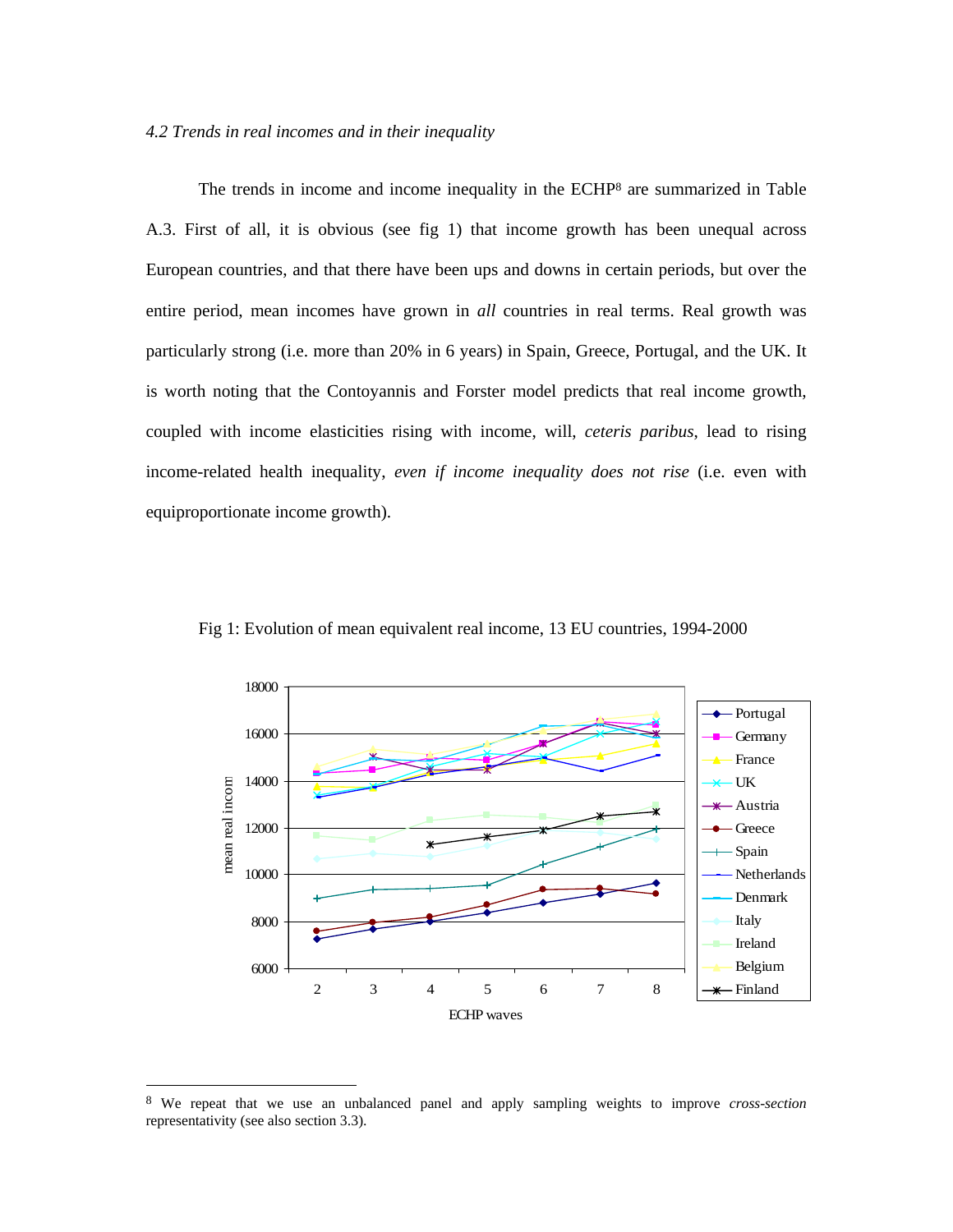*4.2 Trends in real incomes and in their inequality*

The trends in income and income inequality in the ECHP[8] are summarized in Table A.3. First of all, it is obvious (see fig 1) that income growth has been unequal across European countries, and that there have been ups and downs in certain periods, but over the entire period, mean incomes have grown in *all* countries in real terms. Real growth was particularly strong (i.e. more than 20% in 6 years) in Spain, Greece, Portugal, and the UK. It is worth noting that the Contoyannis and Forster model predicts that real income growth, coupled with income elasticities rising with income, will, *ceteris paribus*, lead to rising income-related health inequality, *even if income inequality does not rise* (i.e. even with equiproportionate income growth).

Fig 1: Evolution of mean equivalent real income, 13 EU countries, 1994-2000

[8] We repeat that we use an unbalanced panel and apply sampling weights to improve *cross-section* representativity (see also section 3.3).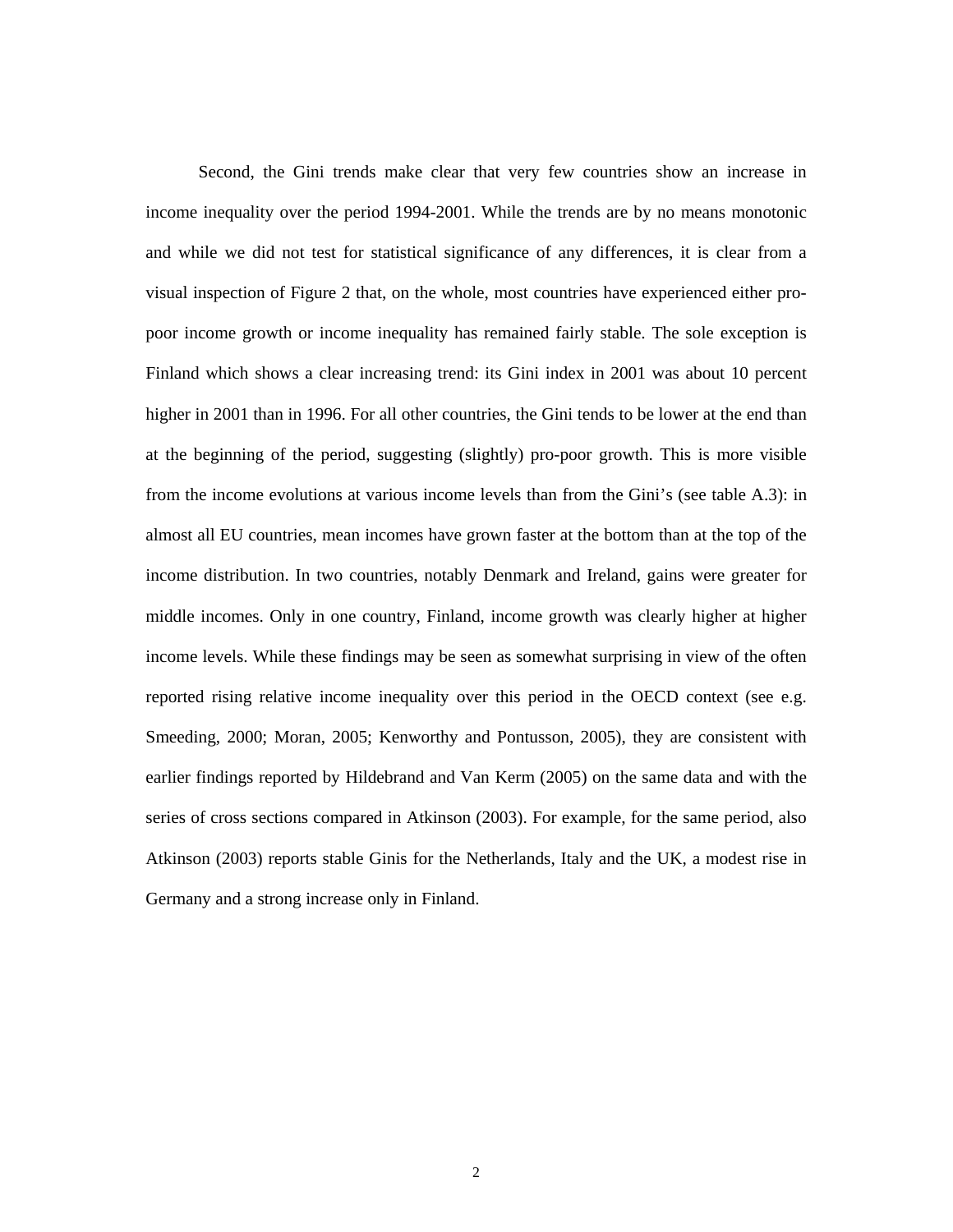Second, the Gini trends make clear that very few countries show an increase in income inequality over the period 1994-2001. While the trends are by no means monotonic and while we did not test for statistical significance of any differences, it is clear from a visual inspection of Figure 2 that, on the whole, most countries have experienced either pro-poor income growth or income inequality has remained fairly stable. The sole exception is Finland which shows a clear increasing trend: its Gini index in 2001 was about 10 percent higher in 2001 than in 1996. For all other countries, the Gini tends to be lower at the end than at the beginning of the period, suggesting (slightly) pro-poor growth. This is more visible from the income evolutions at various income levels than from the Gini's (see table A.3): in almost all EU countries, mean incomes have grown faster at the bottom than at the top of the income distribution. In two countries, notably Denmark and Ireland, gains were greater for middle incomes. Only in one country, Finland, income growth was clearly higher at higher income levels. While these findings may be seen as somewhat surprising in view of the often reported rising relative income inequality over this period in the OECD context (see e.g. Smeeding, 2000; Moran, 2005; Kenworthy and Pontusson, 2005), they are consistent with earlier findings reported by Hildebrand and Van Kerm (2005) on the same data and with the series of cross sections compared in Atkinson (2003). For example, for the same period, also Atkinson (2003) reports stable Ginis for the Netherlands, Italy and the UK, a modest rise in Germany and a strong increase only in Finland.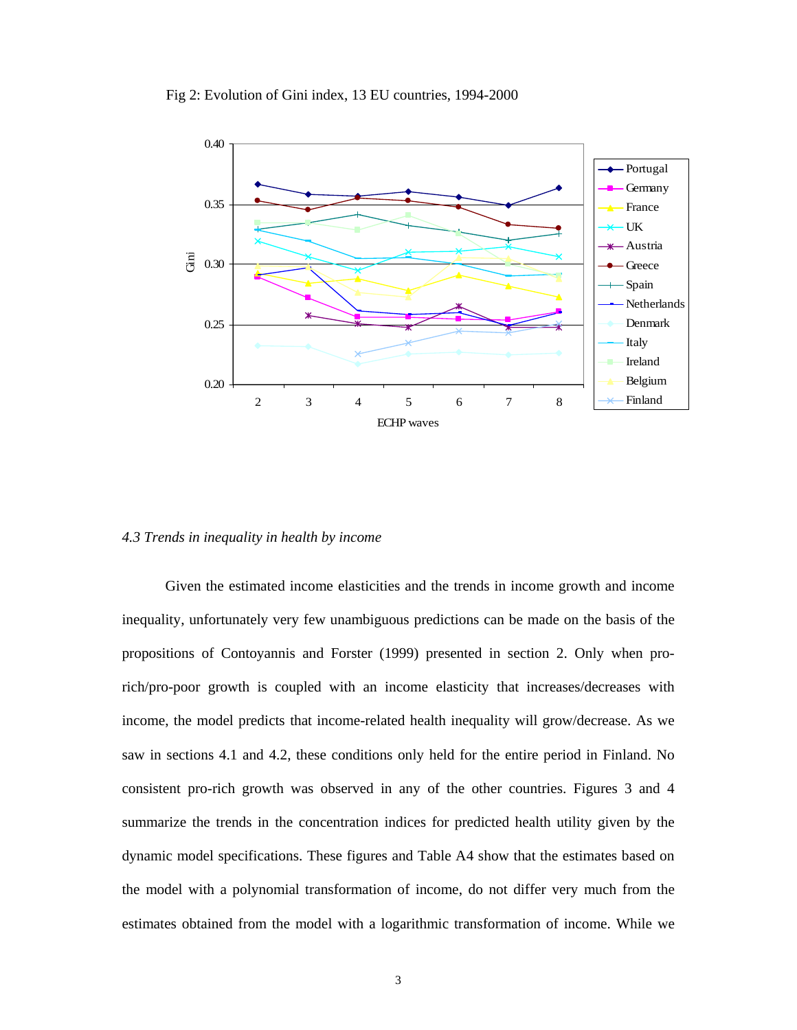Fig 2: Evolution of Gini index, 13 EU countries, 1994-2000

### *4.3 Trends in inequality in health by income*

Given the estimated income elasticities and the trends in income growth and income inequality, unfortunately very few unambiguous predictions can be made on the basis of the propositions of Contoyannis and Forster (1999) presented in section 2. Only when pro-rich/pro-poor growth is coupled with an income elasticity that increases/decreases with income, the model predicts that income-related health inequality will grow/decrease. As we saw in sections 4.1 and 4.2, these conditions only held for the entire period in Finland. No consistent pro-rich growth was observed in any of the other countries. Figures 3 and 4 summarize the trends in the concentration indices for predicted health utility given by the dynamic model specifications. These figures and Table A4 show that the estimates based on the model with a polynomial transformation of income, do not differ very much from the estimates obtained from the model with a logarithmic transformation of income. While we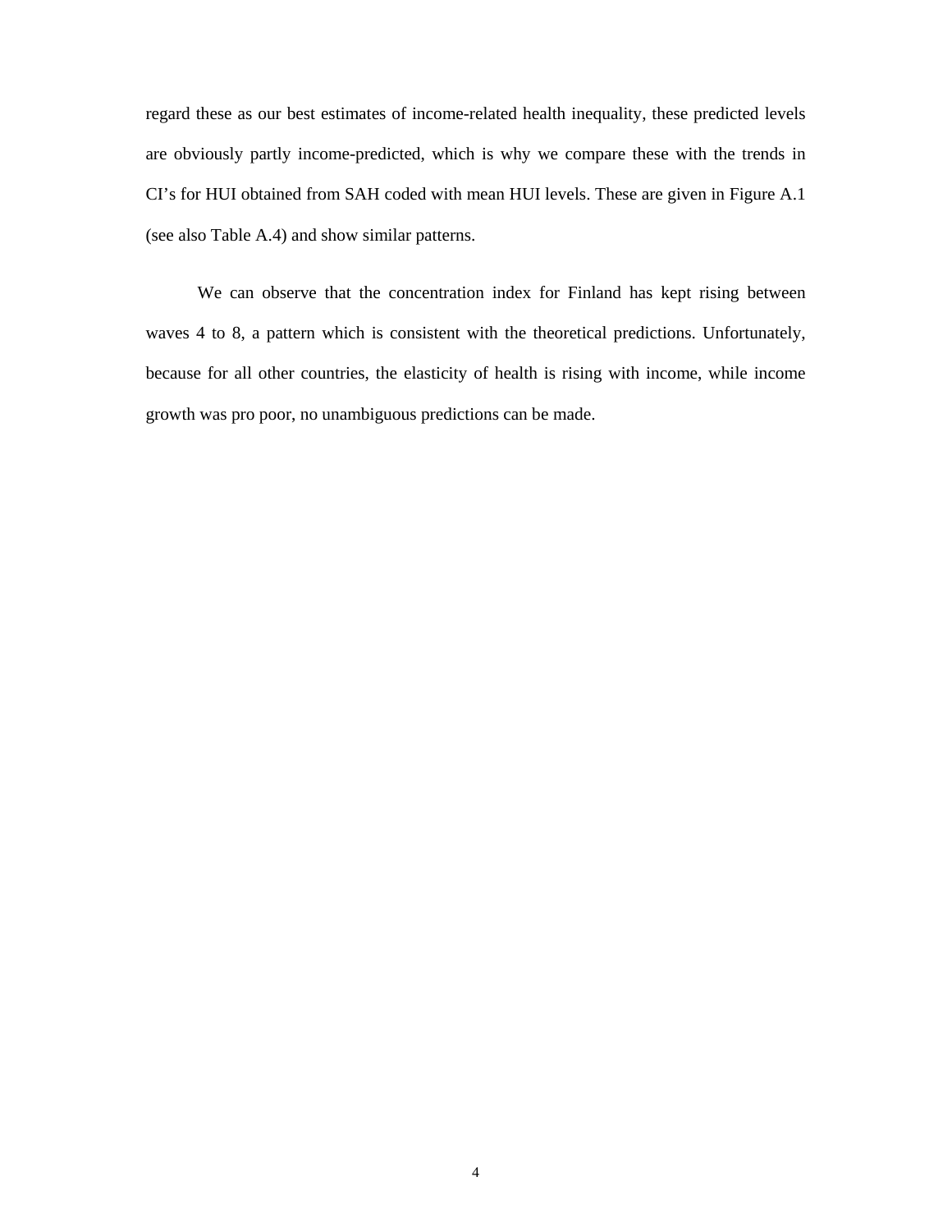regard these as our best estimates of income-related health inequality, these predicted levels are obviously partly income-predicted, which is why we compare these with the trends in CI's for HUI obtained from SAH coded with mean HUI levels. These are given in Figure A.1 (see also Table A.4) and show similar patterns.

We can observe that the concentration index for Finland has kept rising between waves 4 to 8, a pattern which is consistent with the theoretical predictions. Unfortunately, because for all other countries, the elasticity of health is rising with income, while income growth was pro poor, no unambiguous predictions can be made.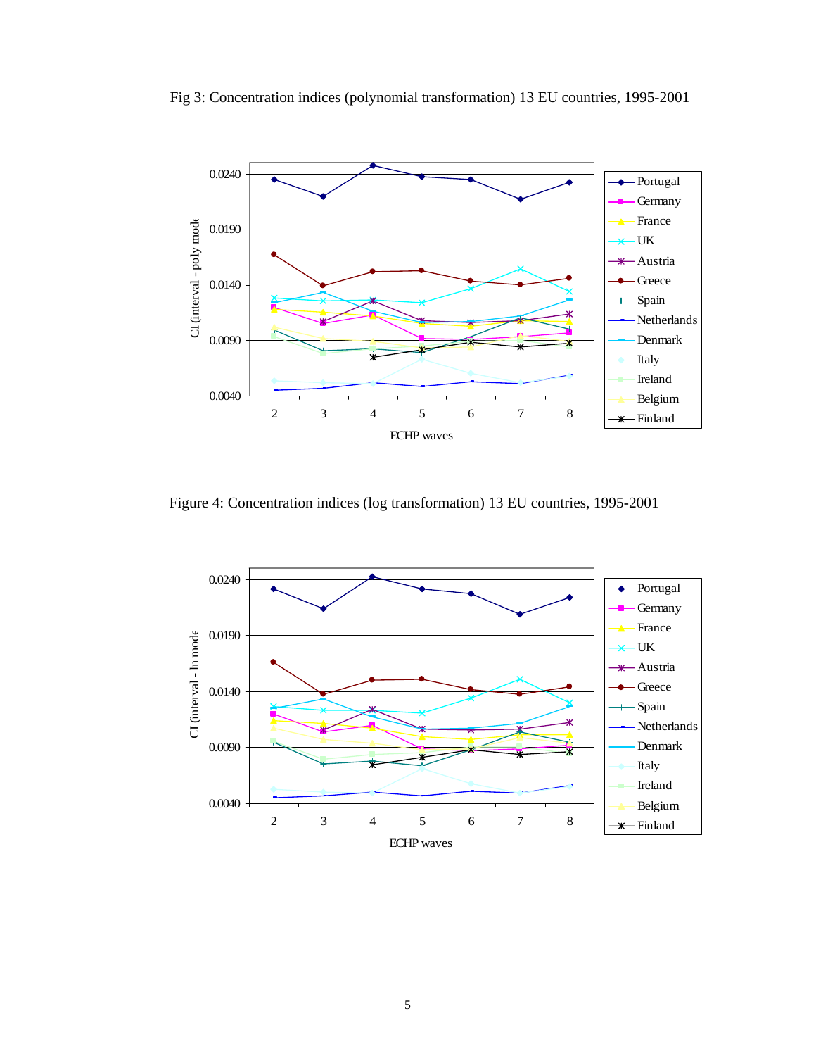Fig 3: Concentration indices (polynomial transformation) 13 EU countries, 1995-2001

Figure 4: Concentration indices (log transformation) 13 EU countries, 1995-2001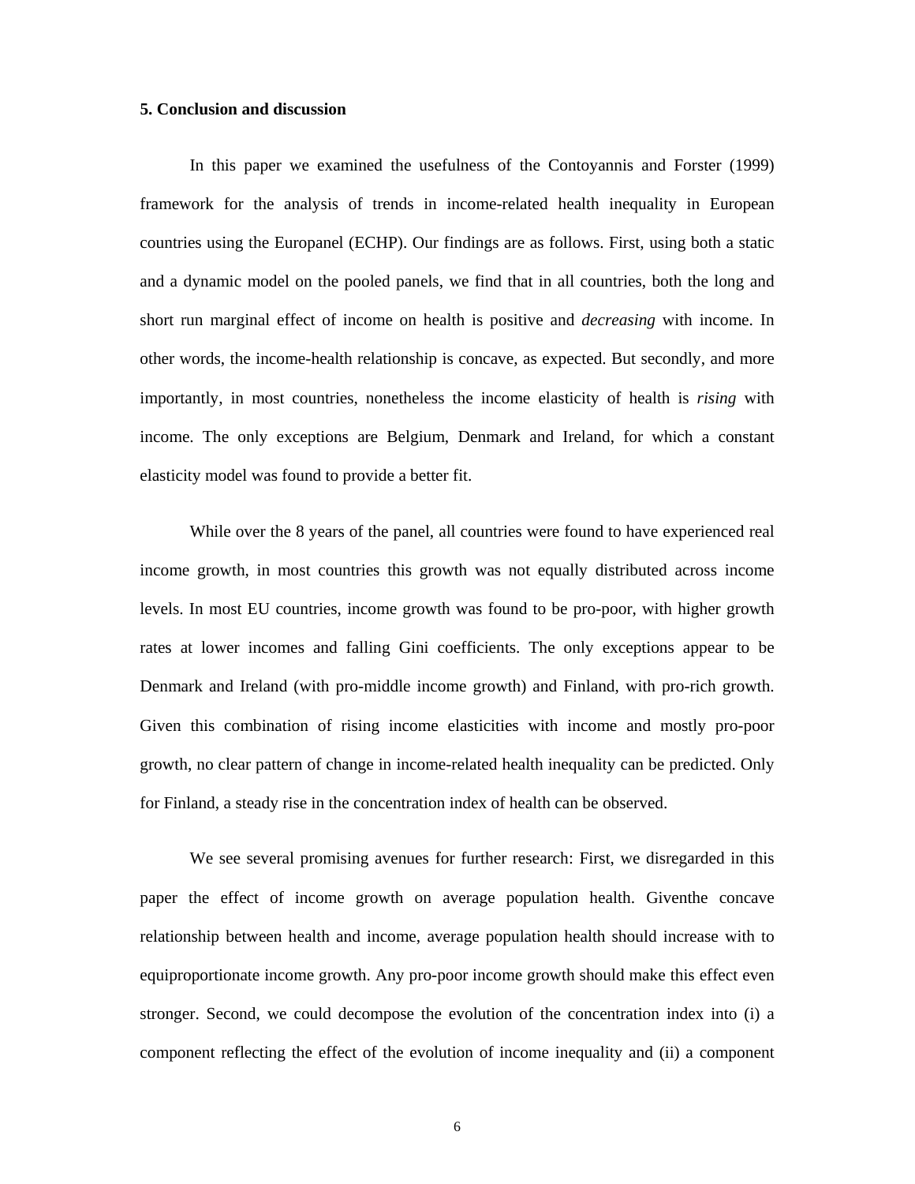**5. Conclusion and discussion**

In this paper we examined the usefulness of the Contoyannis and Forster (1999) framework for the analysis of trends in income-related health inequality in European countries using the Europanel (ECHP). Our findings are as follows. First, using both a static and a dynamic model on the pooled panels, we find that in all countries, both the long and short run marginal effect of income on health is positive and *decreasing* with income. In other words, the income-health relationship is concave, as expected. But secondly, and more importantly, in most countries, nonetheless the income elasticity of health is *rising* with income. The only exceptions are Belgium, Denmark and Ireland, for which a constant elasticity model was found to provide a better fit.

While over the 8 years of the panel, all countries were found to have experienced real income growth, in most countries this growth was not equally distributed across income levels. In most EU countries, income growth was found to be pro-poor, with higher growth rates at lower incomes and falling Gini coefficients. The only exceptions appear to be Denmark and Ireland (with pro-middle income growth) and Finland, with pro-rich growth. Given this combination of rising income elasticities with income and mostly pro-poor growth, no clear pattern of change in income-related health inequality can be predicted. Only for Finland, a steady rise in the concentration index of health can be observed.

We see several promising avenues for further research: First, we disregarded in this paper the effect of income growth on average population health. Giventhe concave relationship between health and income, average population health should increase with to equiproportionate income growth. Any pro-poor income growth should make this effect even stronger. Second, we could decompose the evolution of the concentration index into (i) a component reflecting the effect of the evolution of income inequality and (ii) a component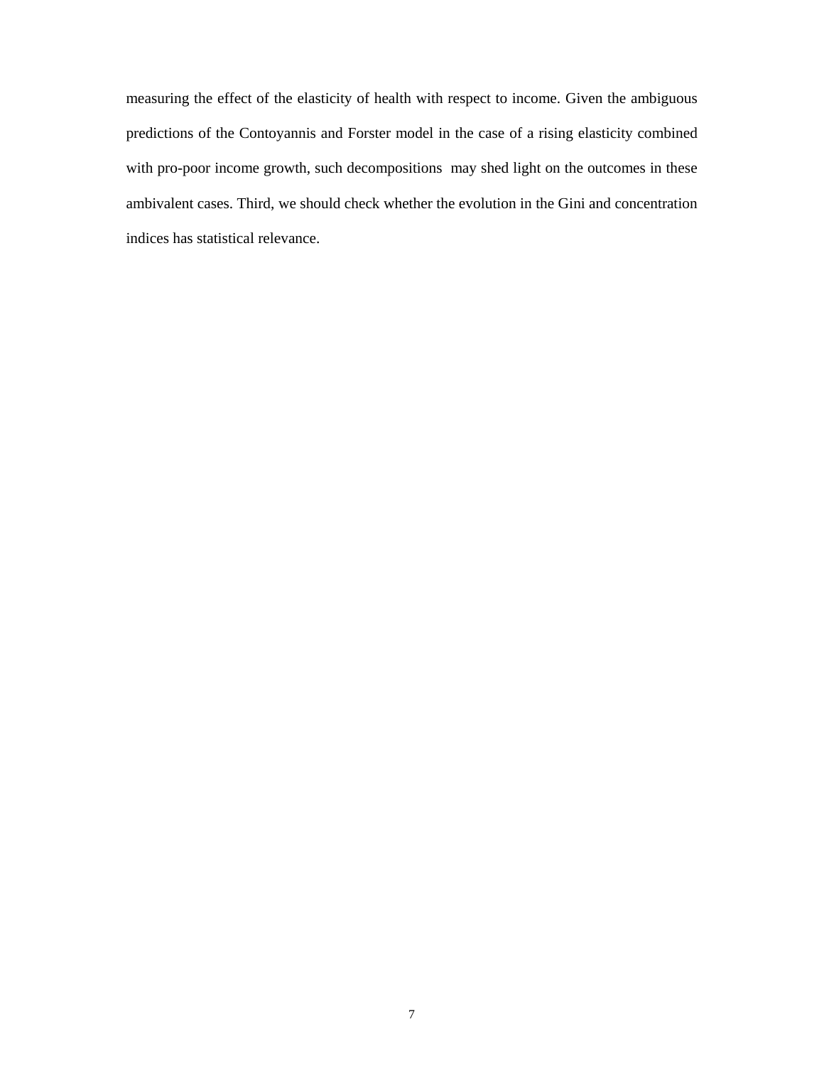measuring the effect of the elasticity of health with respect to income. Given the ambiguous predictions of the Contoyannis and Forster model in the case of a rising elasticity combined with pro-poor income growth, such decompositions may shed light on the outcomes in these ambivalent cases. Third, we should check whether the evolution in the Gini and concentration indices has statistical relevance.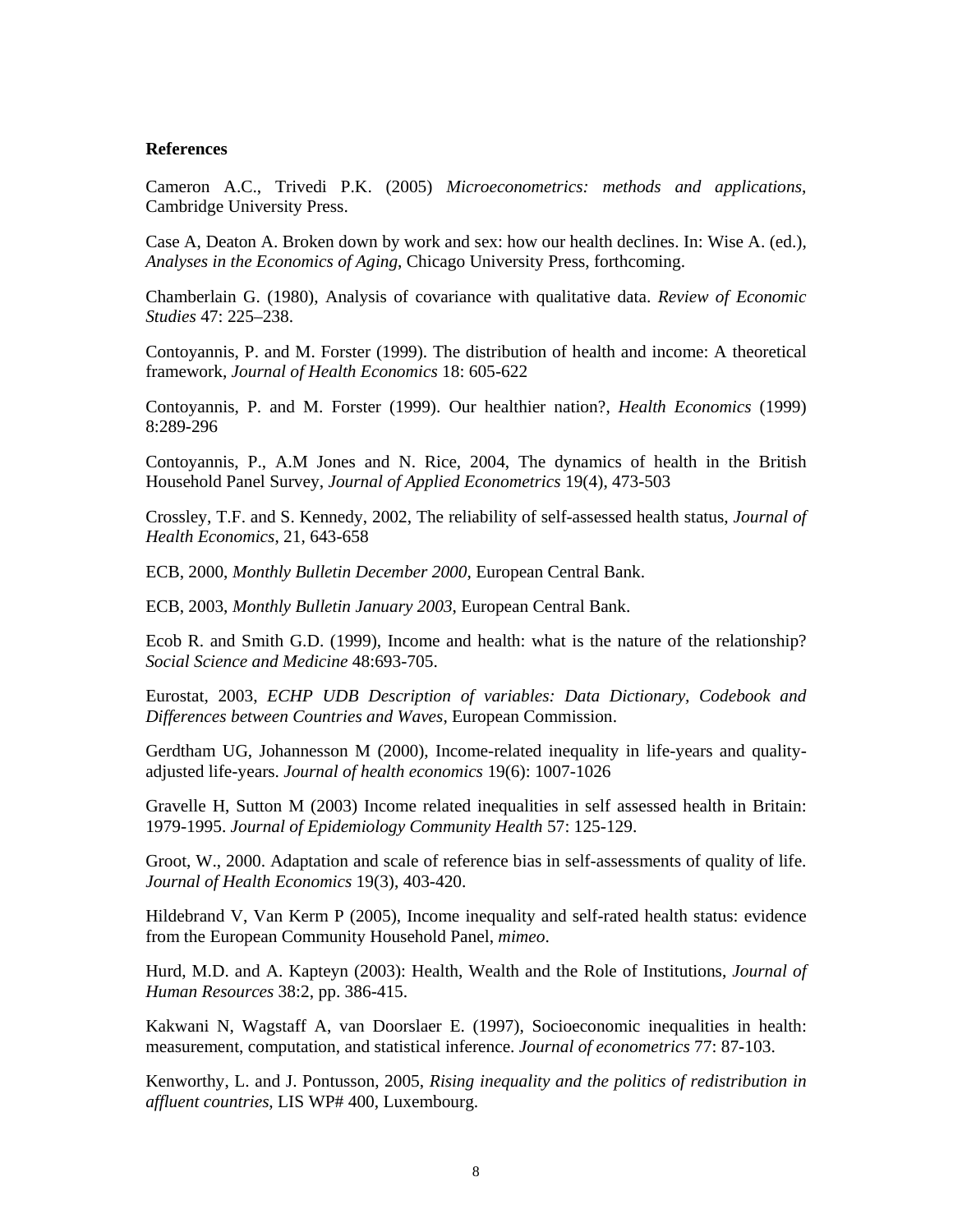**References**

Cameron A.C., Trivedi P.K. (2005) *Microeconometrics: methods and applications*, Cambridge University Press.

Case A, Deaton A. Broken down by work and sex: how our health declines. In: Wise A. (ed.), *Analyses in the Economics of Aging*, Chicago University Press, forthcoming.

Chamberlain G. (1980), Analysis of covariance with qualitative data. *Review of Economic Studies* 47: 225–238.

Contoyannis, P. and M. Forster (1999). The distribution of health and income: A theoretical framework, *Journal of Health Economics* 18: 605-622

Contoyannis, P. and M. Forster (1999). Our healthier nation?, *Health Economics* (1999) 8:289-296

Contoyannis, P., A.M Jones and N. Rice, 2004, The dynamics of health in the British Household Panel Survey, *Journal of Applied Econometrics* 19(4), 473-503

Crossley, T.F. and S. Kennedy, 2002, The reliability of self-assessed health status, *Journal of Health Economics*, 21, 643-658

ECB, 2000, *Monthly Bulletin December 2000*, European Central Bank.

ECB, 2003, *Monthly Bulletin January 2003*, European Central Bank.

Ecob R. and Smith G.D. (1999), Income and health: what is the nature of the relationship? *Social Science and Medicine* 48:693-705.

Eurostat, 2003, *ECHP UDB Description of variables: Data Dictionary, Codebook and Differences between Countries and Waves*, European Commission.

Gerdtham UG, Johannesson M (2000), Income-related inequality in life-years and quality-adjusted life-years. *Journal of health economics* 19(6): 1007-1026

Gravelle H, Sutton M (2003) Income related inequalities in self assessed health in Britain: 1979-1995. *Journal of Epidemiology Community Health* 57: 125-129.

Groot, W., 2000. Adaptation and scale of reference bias in self-assessments of quality of life. *Journal of Health Economics* 19(3), 403-420.

Hildebrand V, Van Kerm P (2005), Income inequality and self-rated health status: evidence from the European Community Household Panel, *mimeo*.

Hurd, M.D. and A. Kapteyn (2003): Health, Wealth and the Role of Institutions, *Journal of Human Resources* 38:2, pp. 386-415.

Kakwani N, Wagstaff A, van Doorslaer E. (1997), Socioeconomic inequalities in health: measurement, computation, and statistical inference. *Journal of econometrics* 77: 87-103.

Kenworthy, L. and J. Pontusson, 2005, *Rising inequality and the politics of redistribution in affluent countries*, LIS WP# 400, Luxembourg.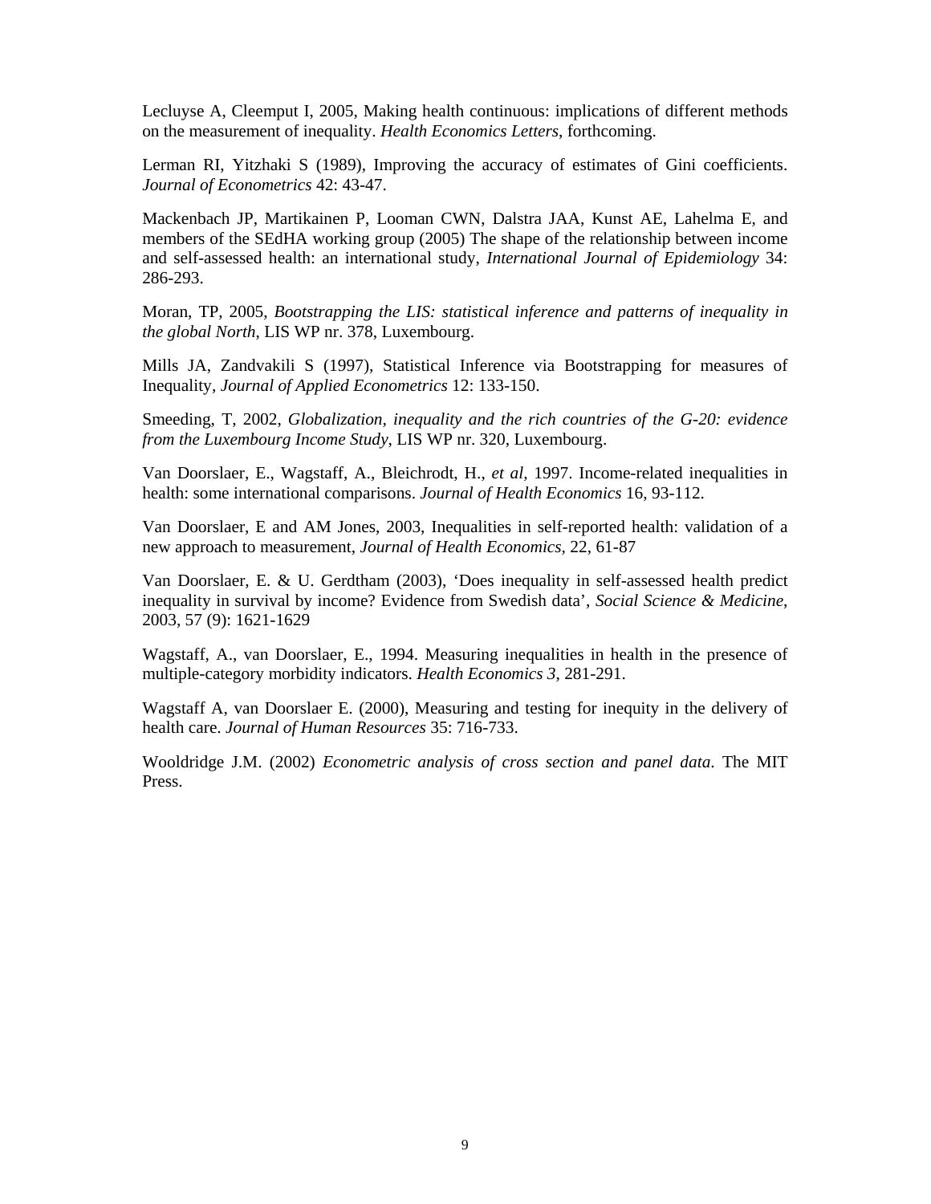Lecluyse A, Cleemput I, 2005, Making health continuous: implications of different methods on the measurement of inequality. *Health Economics Letters*, forthcoming.

Lerman RI, Yitzhaki S (1989), Improving the accuracy of estimates of Gini coefficients. *Journal of Econometrics* 42: 43-47.

Mackenbach JP, Martikainen P, Looman CWN, Dalstra JAA, Kunst AE, Lahelma E, and members of the SEdHA working group (2005) The shape of the relationship between income and self-assessed health: an international study, *International Journal of Epidemiology* 34: 286-293.

Moran, TP, 2005, *Bootstrapping the LIS: statistical inference and patterns of inequality in the global North*, LIS WP nr. 378, Luxembourg.

Mills JA, Zandvakili S (1997), Statistical Inference via Bootstrapping for measures of Inequality, *Journal of Applied Econometrics* 12: 133-150.

Smeeding, T, 2002, *Globalization, inequality and the rich countries of the G-20: evidence from the Luxembourg Income Study*, LIS WP nr. 320, Luxembourg.

Van Doorslaer, E., Wagstaff, A., Bleichrodt, H., *et al*, 1997. Income-related inequalities in health: some international comparisons. *Journal of Health Economics* 16, 93-112.

Van Doorslaer, E and AM Jones, 2003, Inequalities in self-reported health: validation of a new approach to measurement, *Journal of Health Economics*, 22, 61-87

Van Doorslaer, E. & U. Gerdtham (2003), 'Does inequality in self-assessed health predict inequality in survival by income? Evidence from Swedish data', *Social Science & Medicine*, 2003, 57 (9): 1621-1629

Wagstaff, A., van Doorslaer, E., 1994. Measuring inequalities in health in the presence of multiple-category morbidity indicators. *Health Economics 3*, 281-291.

Wagstaff A, van Doorslaer E. (2000), Measuring and testing for inequity in the delivery of health care. *Journal of Human Resources* 35: 716-733.

Wooldridge J.M. (2002) *Econometric analysis of cross section and panel data*. The MIT Press.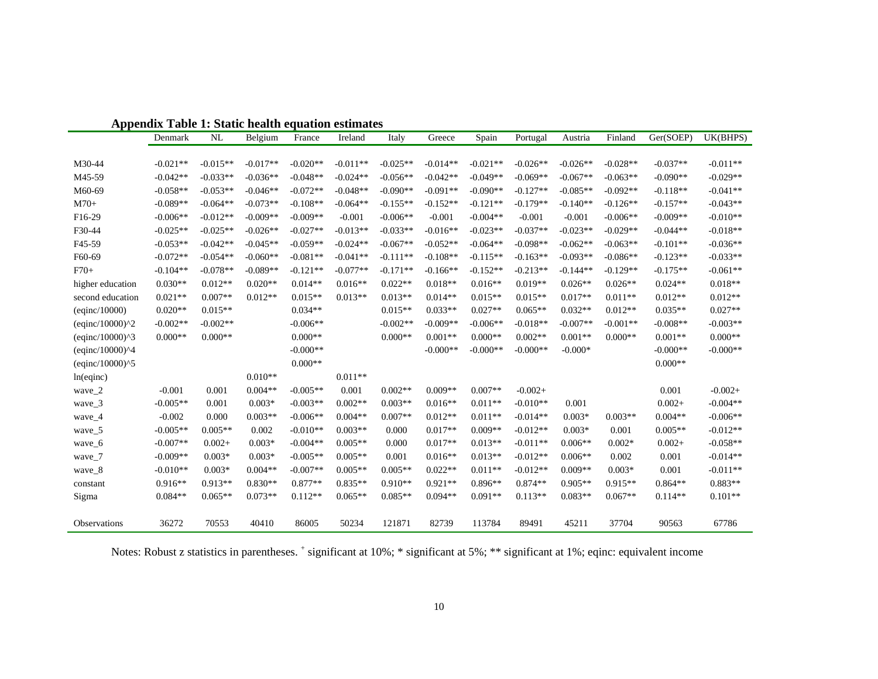**Appendix Table 1: Static health equation estimates**

| | Denmark | NL | Belgium | France | Ireland | Italy | Greece | Spain | Portugal | Austria | Finland | Ger(SOEP) | UK(BHPS) |
|---|---|---|---|---|---|---|---|---|---|---|---|---|---|
| M30-44 | -0.021** | -0.015** | -0.017** | -0.020** | -0.011** | -0.025** | -0.014** | -0.021** | -0.026** | -0.026** | -0.028** | -0.037** | -0.011** |
| M45-59 | -0.042** | -0.033** | -0.036** | -0.048** | -0.024** | -0.056** | -0.042** | -0.049** | -0.069** | -0.067** | -0.063** | -0.090** | -0.029** |
| M60-69 | -0.058** | -0.053** | -0.046** | -0.072** | -0.048** | -0.090** | -0.091** | -0.090** | -0.127** | -0.085** | -0.092** | -0.118** | -0.041** |
| M70+ | -0.089** | -0.064** | -0.073** | -0.108** | -0.064** | -0.155** | -0.152** | -0.121** | -0.179** | -0.140** | -0.126** | -0.157** | -0.043** |
| F16-29 | -0.006** | -0.012** | -0.009** | -0.009** | -0.001 | -0.006** | -0.001 | -0.004** | -0.001 | -0.001 | -0.006** | -0.009** | -0.010** |
| F30-44 | -0.025** | -0.025** | -0.026** | -0.027** | -0.013** | -0.033** | -0.016** | -0.023** | -0.037** | -0.023** | -0.029** | -0.044** | -0.018** |
| F45-59 | -0.053** | -0.042** | -0.045** | -0.059** | -0.024** | -0.067** | -0.052** | -0.064** | -0.098** | -0.062** | -0.063** | -0.101** | -0.036** |
| F60-69 | -0.072** | -0.054** | -0.060** | -0.081** | -0.041** | -0.111** | -0.108** | -0.115** | -0.163** | -0.093** | -0.086** | -0.123** | -0.033** |
| F70+ | -0.104** | -0.078** | -0.089** | -0.121** | -0.077** | -0.171** | -0.166** | -0.152** | -0.213** | -0.144** | -0.129** | -0.175** | -0.061** |
| higher education | 0.030** | 0.012** | 0.020** | 0.014** | 0.016** | 0.022** | 0.018** | 0.016** | 0.019** | 0.026** | 0.026** | 0.024** | 0.018** |
| second education | 0.021** | 0.007** | 0.012** | 0.015** | 0.013** | 0.013** | 0.014** | 0.015** | 0.015** | 0.017** | 0.011** | 0.012** | 0.012** |
| (eqinc/10000) | 0.020** | 0.015** | | 0.034** | | 0.015** | 0.033** | 0.027** | 0.065** | 0.032** | 0.012** | 0.035** | 0.027** |
| (eqinc/10000)^2 | -0.002** | -0.002** | | -0.006** | | -0.002** | -0.009** | -0.006** | -0.018** | -0.007** | -0.001** | -0.008** | -0.003** |
| (eqinc/10000)^3 | 0.000** | 0.000** | | 0.000** | | 0.000** | 0.001** | 0.000** | 0.002** | 0.001** | 0.000** | 0.001** | 0.000** |
| (eqinc/10000)^4 | | | | -0.000** | | | -0.000** | -0.000** | -0.000** | -0.000* | | -0.000** | -0.000** |
| (eqinc/10000)^5 | | | | 0.000** | | | | | | | | 0.000** | |
| ln(eqinc) | | | 0.010** | | 0.011** | | | | | | | | |
| wave_2 | -0.001 | 0.001 | 0.004** | -0.005** | 0.001 | 0.002** | 0.009** | 0.007** | -0.002+ | | | 0.001 | -0.002+ |
| wave_3 | -0.005** | 0.001 | 0.003* | -0.003** | 0.002** | 0.003** | 0.016** | 0.011** | -0.010** | 0.001 | | 0.002+ | -0.004** |
| wave_4 | -0.002 | 0.000 | 0.003** | -0.006** | 0.004** | 0.007** | 0.012** | 0.011** | -0.014** | 0.003* | 0.003** | 0.004** | -0.006** |
| wave_5 | -0.005** | 0.005** | 0.002 | -0.010** | 0.003** | 0.000 | 0.017** | 0.009** | -0.012** | 0.003* | 0.001 | 0.005** | -0.012** |
| wave_6 | -0.007** | 0.002+ | 0.003* | -0.004** | 0.005** | 0.000 | 0.017** | 0.013** | -0.011** | 0.006** | 0.002* | 0.002+ | -0.058** |
| wave_7 | -0.009** | 0.003* | 0.003* | -0.005** | 0.005** | 0.001 | 0.016** | 0.013** | -0.012** | 0.006** | 0.002 | 0.001 | -0.014** |
| wave_8 | -0.010** | 0.003* | 0.004** | -0.007** | 0.005** | 0.005** | 0.022** | 0.011** | -0.012** | 0.009** | 0.003* | 0.001 | -0.011** |
| constant | 0.916** | 0.913** | 0.830** | 0.877** | 0.835** | 0.910** | 0.921** | 0.896** | 0.874** | 0.905** | 0.915** | 0.864** | 0.883** |
| Sigma | 0.084** | 0.065** | 0.073** | 0.112** | 0.065** | 0.085** | 0.094** | 0.091** | 0.113** | 0.083** | 0.067** | 0.114** | 0.101** |
| Observations | 36272 | 70553 | 40410 | 86005 | 50234 | 121871 | 82739 | 113784 | 89491 | 45211 | 37704 | 90563 | 67786 |

Notes: Robust z statistics in parentheses. + significant at 10%; * significant at 5%; ** significant at 1%; eqinc: equivalent income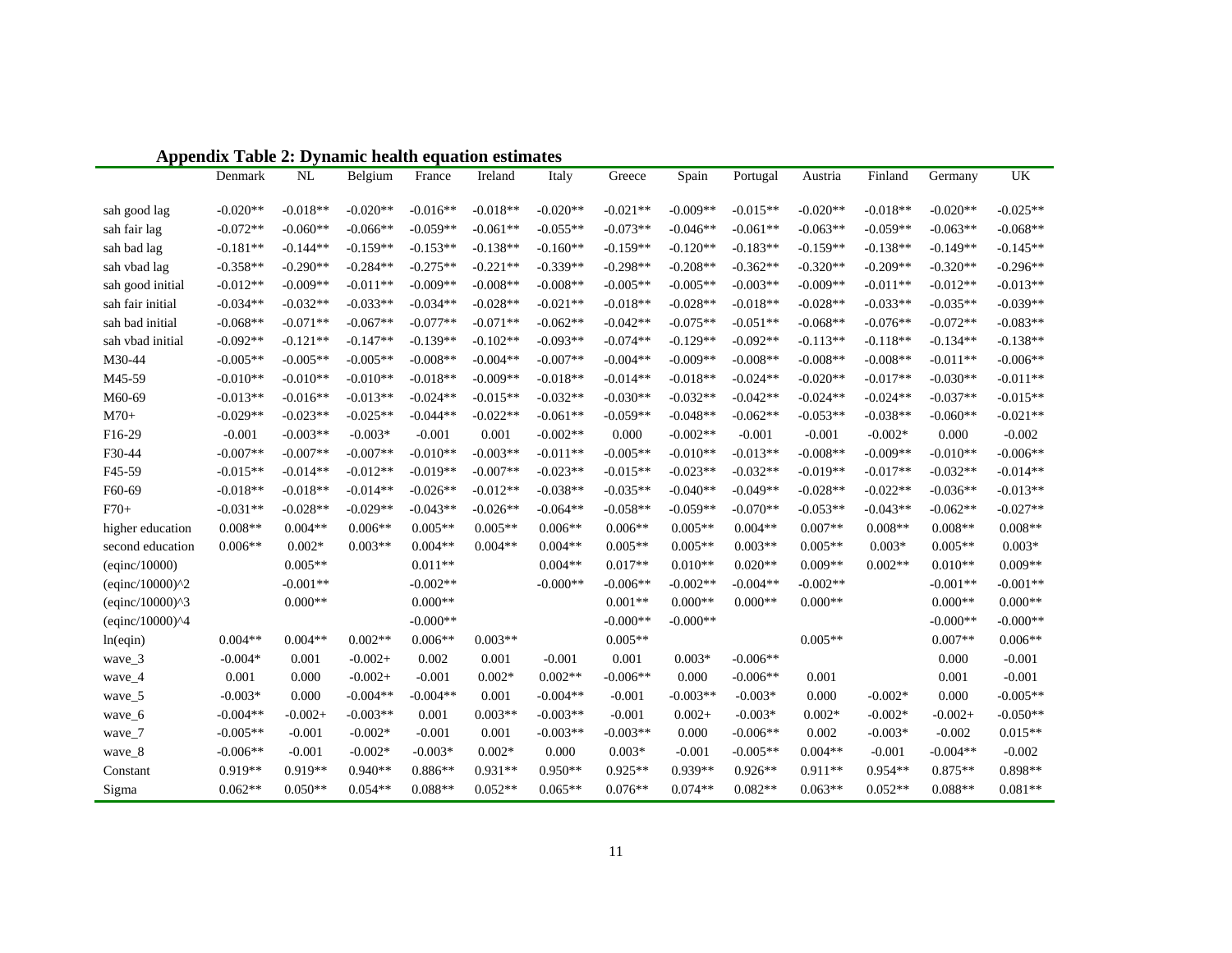**Appendix Table 2: Dynamic health equation estimates**

| | Denmark | NL | Belgium | France | Ireland | Italy | Greece | Spain | Portugal | Austria | Finland | Germany | UK |
|---|---|---|---|---|---|---|---|---|---|---|---|---|---|
| sah good lag | -0.020** | -0.018** | -0.020** | -0.016** | -0.018** | -0.020** | -0.021** | -0.009** | -0.015** | -0.020** | -0.018** | -0.020** | -0.025** |
| sah fair lag | -0.072** | -0.060** | -0.066** | -0.059** | -0.061** | -0.055** | -0.073** | -0.046** | -0.061** | -0.063** | -0.059** | -0.063** | -0.068** |
| sah bad lag | -0.181** | -0.144** | -0.159** | -0.153** | -0.138** | -0.160** | -0.159** | -0.120** | -0.183** | -0.159** | -0.138** | -0.149** | -0.145** |
| sah vbad lag | -0.358** | -0.290** | -0.284** | -0.275** | -0.221** | -0.339** | -0.298** | -0.208** | -0.362** | -0.320** | -0.209** | -0.320** | -0.296** |
| sah good initial | -0.012** | -0.009** | -0.011** | -0.009** | -0.008** | -0.008** | -0.005** | -0.005** | -0.003** | -0.009** | -0.011** | -0.012** | -0.013** |
| sah fair initial | -0.034** | -0.032** | -0.033** | -0.034** | -0.028** | -0.021** | -0.018** | -0.028** | -0.018** | -0.028** | -0.033** | -0.035** | -0.039** |
| sah bad initial | -0.068** | -0.071** | -0.067** | -0.077** | -0.071** | -0.062** | -0.042** | -0.075** | -0.051** | -0.068** | -0.076** | -0.072** | -0.083** |
| sah vbad initial | -0.092** | -0.121** | -0.147** | -0.139** | -0.102** | -0.093** | -0.074** | -0.129** | -0.092** | -0.113** | -0.118** | -0.134** | -0.138** |
| M30-44 | -0.005** | -0.005** | -0.005** | -0.008** | -0.004** | -0.007** | -0.004** | -0.009** | -0.008** | -0.008** | -0.008** | -0.011** | -0.006** |
| M45-59 | -0.010** | -0.010** | -0.010** | -0.018** | -0.009** | -0.018** | -0.014** | -0.018** | -0.024** | -0.020** | -0.017** | -0.030** | -0.011** |
| M60-69 | -0.013** | -0.016** | -0.013** | -0.024** | -0.015** | -0.032** | -0.030** | -0.032** | -0.042** | -0.024** | -0.024** | -0.037** | -0.015** |
| M70+ | -0.029** | -0.023** | -0.025** | -0.044** | -0.022** | -0.061** | -0.059** | -0.048** | -0.062** | -0.053** | -0.038** | -0.060** | -0.021** |
| F16-29 | -0.001 | -0.003** | -0.003* | -0.001 | 0.001 | -0.002** | 0.000 | -0.002** | -0.001 | -0.001 | -0.002* | 0.000 | -0.002 |
| F30-44 | -0.007** | -0.007** | -0.007** | -0.010** | -0.003** | -0.011** | -0.005** | -0.010** | -0.013** | -0.008** | -0.009** | -0.010** | -0.006** |
| F45-59 | -0.015** | -0.014** | -0.012** | -0.019** | -0.007** | -0.023** | -0.015** | -0.023** | -0.032** | -0.019** | -0.017** | -0.032** | -0.014** |
| F60-69 | -0.018** | -0.018** | -0.014** | -0.026** | -0.012** | -0.038** | -0.035** | -0.040** | -0.049** | -0.028** | -0.022** | -0.036** | -0.013** |
| F70+ | -0.031** | -0.028** | -0.029** | -0.043** | -0.026** | -0.064** | -0.058** | -0.059** | -0.070** | -0.053** | -0.043** | -0.062** | -0.027** |
| higher education | 0.008** | 0.004** | 0.006** | 0.005** | 0.005** | 0.006** | 0.006** | 0.005** | 0.004** | 0.007** | 0.008** | 0.008** | 0.008** |
| second education | 0.006** | 0.002* | 0.003** | 0.004** | 0.004** | 0.004** | 0.005** | 0.005** | 0.003** | 0.005** | 0.003* | 0.005** | 0.003* |
| (eqinc/10000) | | 0.005** | | 0.011** | | 0.004** | 0.017** | 0.010** | 0.020** | 0.009** | 0.002** | 0.010** | 0.009** |
| (eqinc/10000)^2 | | -0.001** | | -0.002** | | -0.000** | -0.006** | -0.002** | -0.004** | -0.002** | | -0.001** | -0.001** |
| (eqinc/10000)^3 | | 0.000** | | 0.000** | | | 0.001** | 0.000** | 0.000** | 0.000** | | 0.000** | 0.000** |
| (eqinc/10000)^4 | | | | -0.000** | | | -0.000** | -0.000** | | | | -0.000** | -0.000** |
| ln(eqin) | 0.004** | 0.004** | 0.002** | 0.006** | 0.003** | | 0.005** | | | 0.005** | | 0.007** | 0.006** |
| wave_3 | -0.004* | 0.001 | -0.002+ | 0.002 | 0.001 | -0.001 | 0.001 | 0.003* | -0.006** | | | 0.000 | -0.001 |
| wave_4 | 0.001 | 0.000 | -0.002+ | -0.001 | 0.002* | 0.002** | -0.006** | 0.000 | -0.006** | 0.001 | | 0.001 | -0.001 |
| wave_5 | -0.003* | 0.000 | -0.004** | -0.004** | 0.001 | -0.004** | -0.001 | -0.003** | -0.003* | 0.000 | -0.002* | 0.000 | -0.005** |
| wave_6 | -0.004** | -0.002+ | -0.003** | 0.001 | 0.003** | -0.003** | -0.001 | 0.002+ | -0.003* | 0.002* | -0.002* | -0.002+ | -0.050** |
| wave_7 | -0.005** | -0.001 | -0.002* | -0.001 | 0.001 | -0.003** | -0.003** | 0.000 | -0.006** | 0.002 | -0.003* | -0.002 | 0.015** |
| wave_8 | -0.006** | -0.001 | -0.002* | -0.003* | 0.002* | 0.000 | 0.003* | -0.001 | -0.005** | 0.004** | -0.001 | -0.004** | -0.002 |
| Constant | 0.919** | 0.919** | 0.940** | 0.886** | 0.931** | 0.950** | 0.925** | 0.939** | 0.926** | 0.911** | 0.954** | 0.875** | 0.898** |
| Sigma | 0.062** | 0.050** | 0.054** | 0.088** | 0.052** | 0.065** | 0.076** | 0.074** | 0.082** | 0.063** | 0.052** | 0.088** | 0.081** |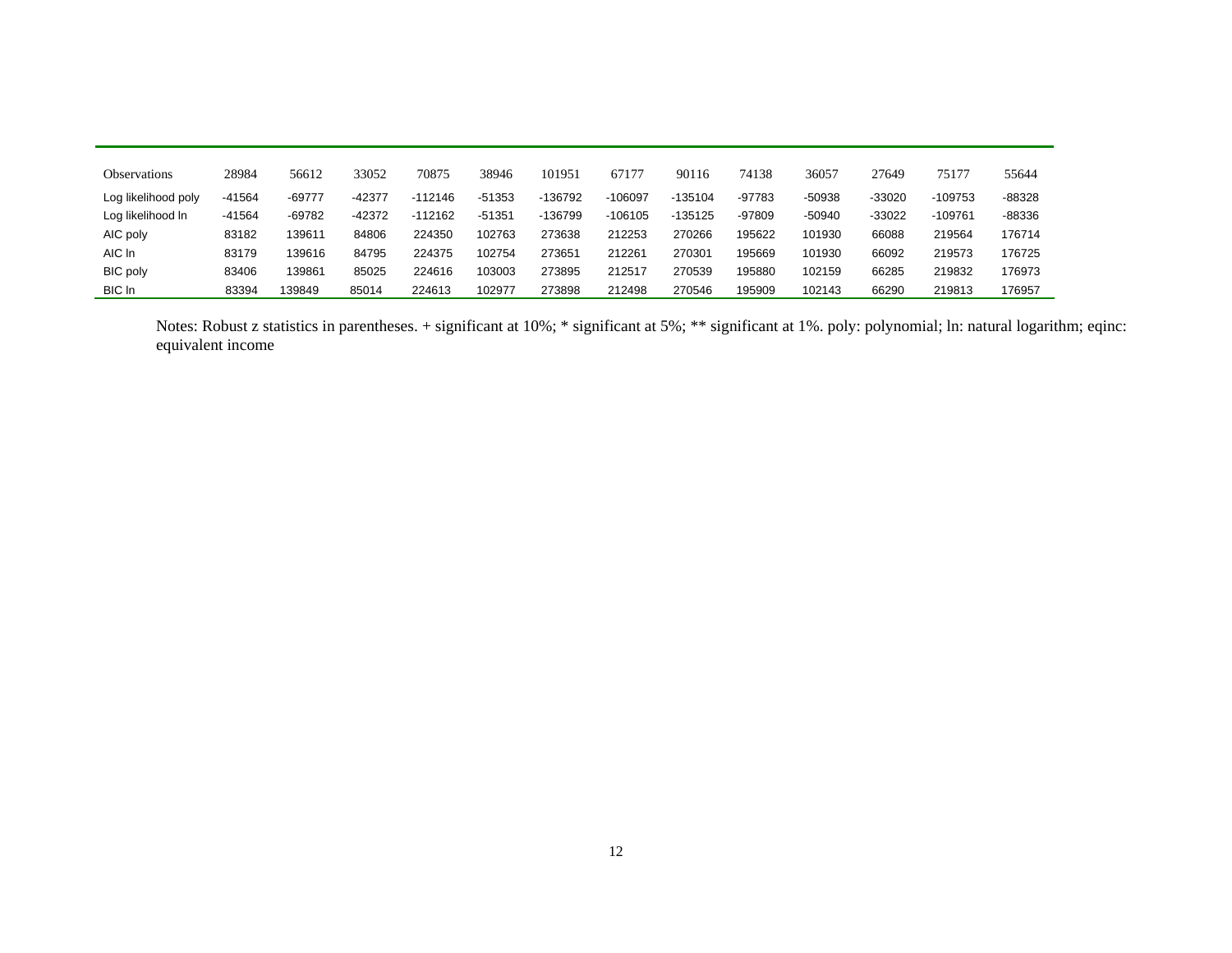| Observations | 28984 | 56612 | 33052 | 70875 | 38946 | 101951 | 67177 | 90116 | 74138 | 36057 | 27649 | 75177 | 55644 |
|---|---|---|---|---|---|---|---|---|---|---|---|---|---|
| Log likelihood poly | -41564 | -69777 | -42377 | -112146 | -51353 | -136792 | -106097 | -135104 | -97783 | -50938 | -33020 | -109753 | -88328 |
| Log likelihood ln | -41564 | -69782 | -42372 | -112162 | -51351 | -136799 | -106105 | -135125 | -97809 | -50940 | -33022 | -109761 | -88336 |
| AIC poly | 83182 | 139611 | 84806 | 224350 | 102763 | 273638 | 212253 | 270266 | 195622 | 101930 | 66088 | 219564 | 176714 |
| AIC ln | 83179 | 139616 | 84795 | 224375 | 102754 | 273651 | 212261 | 270301 | 195669 | 101930 | 66092 | 219573 | 176725 |
| BIC poly | 83406 | 139861 | 85025 | 224616 | 103003 | 273895 | 212517 | 270539 | 195880 | 102159 | 66285 | 219832 | 176973 |
| BIC ln | 83394 | 139849 | 85014 | 224613 | 102977 | 273898 | 212498 | 270546 | 195909 | 102143 | 66290 | 219813 | 176957 |

Notes: Robust z statistics in parentheses. + significant at 10%; * significant at 5%; ** significant at 1%. poly: polynomial; ln: natural logarithm; eqinc: equivalent income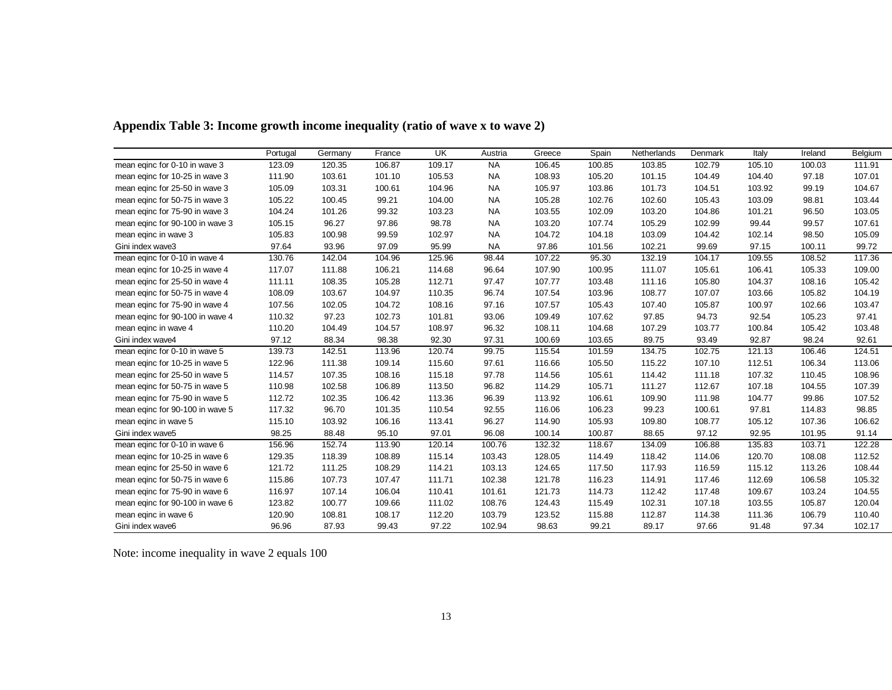**Appendix Table 3: Income growth income inequality (ratio of wave x to wave 2)**

| | Portugal | Germany | France | UK | Austria | Greece | Spain | Netherlands | Denmark | Italy | Ireland | Belgium |
|---|---|---|---|---|---|---|---|---|---|---|---|---|
| mean eqinc for 0-10 in wave 3 | 123.09 | 120.35 | 106.87 | 109.17 | NA | 106.45 | 100.85 | 103.85 | 102.79 | 105.10 | 100.03 | 111.91 |
| mean eqinc for 10-25 in wave 3 | 111.90 | 103.61 | 101.10 | 105.53 | NA | 108.93 | 105.20 | 101.15 | 104.49 | 104.40 | 97.18 | 107.01 |
| mean eqinc for 25-50 in wave 3 | 105.09 | 103.31 | 100.61 | 104.96 | NA | 105.97 | 103.86 | 101.73 | 104.51 | 103.92 | 99.19 | 104.67 |
| mean eqinc for 50-75 in wave 3 | 105.22 | 100.45 | 99.21 | 104.00 | NA | 105.28 | 102.76 | 102.60 | 105.43 | 103.09 | 98.81 | 103.44 |
| mean eqinc for 75-90 in wave 3 | 104.24 | 101.26 | 99.32 | 103.23 | NA | 103.55 | 102.09 | 103.20 | 104.86 | 101.21 | 96.50 | 103.05 |
| mean eqinc for 90-100 in wave 3 | 105.15 | 96.27 | 97.86 | 98.78 | NA | 103.20 | 107.74 | 105.29 | 102.99 | 99.44 | 99.57 | 107.61 |
| mean eqinc in wave 3 | 105.83 | 100.98 | 99.59 | 102.97 | NA | 104.72 | 104.18 | 103.09 | 104.42 | 102.14 | 98.50 | 105.09 |
| Gini index wave3 | 97.64 | 93.96 | 97.09 | 95.99 | NA | 97.86 | 101.56 | 102.21 | 99.69 | 97.15 | 100.11 | 99.72 |
| mean eqinc for 0-10 in wave 4 | 130.76 | 142.04 | 104.96 | 125.96 | 98.44 | 107.22 | 95.30 | 132.19 | 104.17 | 109.55 | 108.52 | 117.36 |
| mean eqinc for 10-25 in wave 4 | 117.07 | 111.88 | 106.21 | 114.68 | 96.64 | 107.90 | 100.95 | 111.07 | 105.61 | 106.41 | 105.33 | 109.00 |
| mean eqinc for 25-50 in wave 4 | 111.11 | 108.35 | 105.28 | 112.71 | 97.47 | 107.77 | 103.48 | 111.16 | 105.80 | 104.37 | 108.16 | 105.42 |
| mean eqinc for 50-75 in wave 4 | 108.09 | 103.67 | 104.97 | 110.35 | 96.74 | 107.54 | 103.96 | 108.77 | 107.07 | 103.66 | 105.82 | 104.19 |
| mean eqinc for 75-90 in wave 4 | 107.56 | 102.05 | 104.72 | 108.16 | 97.16 | 107.57 | 105.43 | 107.40 | 105.87 | 100.97 | 102.66 | 103.47 |
| mean eqinc for 90-100 in wave 4 | 110.32 | 97.23 | 102.73 | 101.81 | 93.06 | 109.49 | 107.62 | 97.85 | 94.73 | 92.54 | 105.23 | 97.41 |
| mean eqinc in wave 4 | 110.20 | 104.49 | 104.57 | 108.97 | 96.32 | 108.11 | 104.68 | 107.29 | 103.77 | 100.84 | 105.42 | 103.48 |
| Gini index wave4 | 97.12 | 88.34 | 98.38 | 92.30 | 97.31 | 100.69 | 103.65 | 89.75 | 93.49 | 92.87 | 98.24 | 92.61 |
| mean eqinc for 0-10 in wave 5 | 139.73 | 142.51 | 113.96 | 120.74 | 99.75 | 115.54 | 101.59 | 134.75 | 102.75 | 121.13 | 106.46 | 124.51 |
| mean eqinc for 10-25 in wave 5 | 122.96 | 111.38 | 109.14 | 115.60 | 97.61 | 116.66 | 105.50 | 115.22 | 107.10 | 112.51 | 106.34 | 113.06 |
| mean eqinc for 25-50 in wave 5 | 114.57 | 107.35 | 108.16 | 115.18 | 97.78 | 114.56 | 105.61 | 114.42 | 111.18 | 107.32 | 110.45 | 108.96 |
| mean eqinc for 50-75 in wave 5 | 110.98 | 102.58 | 106.89 | 113.50 | 96.82 | 114.29 | 105.71 | 111.27 | 112.67 | 107.18 | 104.55 | 107.39 |
| mean eqinc for 75-90 in wave 5 | 112.72 | 102.35 | 106.42 | 113.36 | 96.39 | 113.92 | 106.61 | 109.90 | 111.98 | 104.77 | 99.86 | 107.52 |
| mean eqinc for 90-100 in wave 5 | 117.32 | 96.70 | 101.35 | 110.54 | 92.55 | 116.06 | 106.23 | 99.23 | 100.61 | 97.81 | 114.83 | 98.85 |
| mean eqinc in wave 5 | 115.10 | 103.92 | 106.16 | 113.41 | 96.27 | 114.90 | 105.93 | 109.80 | 108.77 | 105.12 | 107.36 | 106.62 |
| Gini index wave5 | 98.25 | 88.48 | 95.10 | 97.01 | 96.08 | 100.14 | 100.87 | 88.65 | 97.12 | 92.95 | 101.95 | 91.14 |
| mean eqinc for 0-10 in wave 6 | 156.96 | 152.74 | 113.90 | 120.14 | 100.76 | 132.32 | 118.67 | 134.09 | 106.88 | 135.83 | 103.71 | 122.28 |
| mean eqinc for 10-25 in wave 6 | 129.35 | 118.39 | 108.89 | 115.14 | 103.43 | 128.05 | 114.49 | 118.42 | 114.06 | 120.70 | 108.08 | 112.52 |
| mean eqinc for 25-50 in wave 6 | 121.72 | 111.25 | 108.29 | 114.21 | 103.13 | 124.65 | 117.50 | 117.93 | 116.59 | 115.12 | 113.26 | 108.44 |
| mean eqinc for 50-75 in wave 6 | 115.86 | 107.73 | 107.47 | 111.71 | 102.38 | 121.78 | 116.23 | 114.91 | 117.46 | 112.69 | 106.58 | 105.32 |
| mean eqinc for 75-90 in wave 6 | 116.97 | 107.14 | 106.04 | 110.41 | 101.61 | 121.73 | 114.73 | 112.42 | 117.48 | 109.67 | 103.24 | 104.55 |
| mean eqinc for 90-100 in wave 6 | 123.82 | 100.77 | 109.66 | 111.02 | 108.76 | 124.43 | 115.49 | 102.31 | 107.18 | 103.55 | 105.87 | 120.04 |
| mean eqinc in wave 6 | 120.90 | 108.81 | 108.17 | 112.20 | 103.79 | 123.52 | 115.88 | 112.87 | 114.38 | 111.36 | 106.79 | 110.40 |
| Gini index wave6 | 96.96 | 87.93 | 99.43 | 97.22 | 102.94 | 98.63 | 99.21 | 89.17 | 97.66 | 91.48 | 97.34 | 102.17 |

Note: income inequality in wave 2 equals 100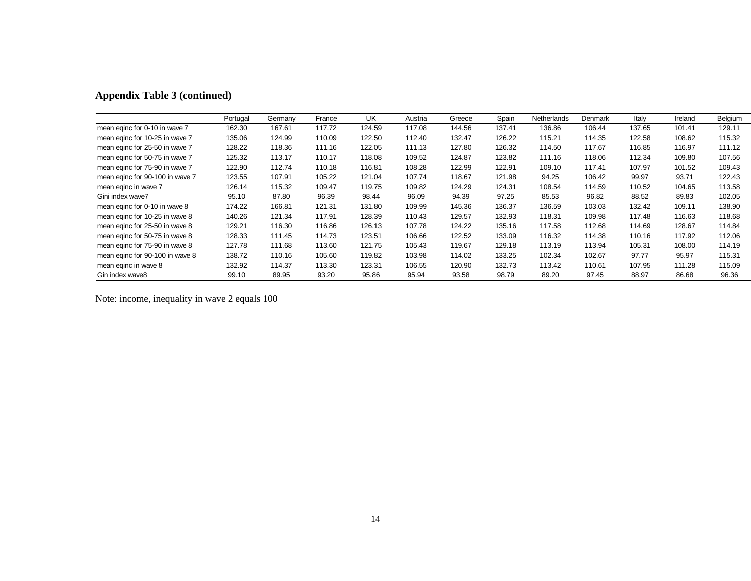## Appendix Table 3 (continued)

| | Portugal | Germany | France | UK | Austria | Greece | Spain | Netherlands | Denmark | Italy | Ireland | Belgium |
|---|---|---|---|---|---|---|---|---|---|---|---|---|
| mean eqinc for 0-10 in wave 7 | 162.30 | 167.61 | 117.72 | 124.59 | 117.08 | 144.56 | 137.41 | 136.86 | 106.44 | 137.65 | 101.41 | 129.11 |
| mean eqinc for 10-25 in wave 7 | 135.06 | 124.99 | 110.09 | 122.50 | 112.40 | 132.47 | 126.22 | 115.21 | 114.35 | 122.58 | 108.62 | 115.32 |
| mean eqinc for 25-50 in wave 7 | 128.22 | 118.36 | 111.16 | 122.05 | 111.13 | 127.80 | 126.32 | 114.50 | 117.67 | 116.85 | 116.97 | 111.12 |
| mean eqinc for 50-75 in wave 7 | 125.32 | 113.17 | 110.17 | 118.08 | 109.52 | 124.87 | 123.82 | 111.16 | 118.06 | 112.34 | 109.80 | 107.56 |
| mean eqinc for 75-90 in wave 7 | 122.90 | 112.74 | 110.18 | 116.81 | 108.28 | 122.99 | 122.91 | 109.10 | 117.41 | 107.97 | 101.52 | 109.43 |
| mean eqinc for 90-100 in wave 7 | 123.55 | 107.91 | 105.22 | 121.04 | 107.74 | 118.67 | 121.98 | 94.25 | 106.42 | 99.97 | 93.71 | 122.43 |
| mean eqinc in wave 7 | 126.14 | 115.32 | 109.47 | 119.75 | 109.82 | 124.29 | 124.31 | 108.54 | 114.59 | 110.52 | 104.65 | 113.58 |
| Gini index wave7 | 95.10 | 87.80 | 96.39 | 98.44 | 96.09 | 94.39 | 97.25 | 85.53 | 96.82 | 88.52 | 89.83 | 102.05 |
| mean eqinc for 0-10 in wave 8 | 174.22 | 166.81 | 121.31 | 131.80 | 109.99 | 145.36 | 136.37 | 136.59 | 103.03 | 132.42 | 109.11 | 138.90 |
| mean eqinc for 10-25 in wave 8 | 140.26 | 121.34 | 117.91 | 128.39 | 110.43 | 129.57 | 132.93 | 118.31 | 109.98 | 117.48 | 116.63 | 118.68 |
| mean eqinc for 25-50 in wave 8 | 129.21 | 116.30 | 116.86 | 126.13 | 107.78 | 124.22 | 135.16 | 117.58 | 112.68 | 114.69 | 128.67 | 114.84 |
| mean eqinc for 50-75 in wave 8 | 128.33 | 111.45 | 114.73 | 123.51 | 106.66 | 122.52 | 133.09 | 116.32 | 114.38 | 110.16 | 117.92 | 112.06 |
| mean eqinc for 75-90 in wave 8 | 127.78 | 111.68 | 113.60 | 121.75 | 105.43 | 119.67 | 129.18 | 113.19 | 113.94 | 105.31 | 108.00 | 114.19 |
| mean eqinc for 90-100 in wave 8 | 138.72 | 110.16 | 105.60 | 119.82 | 103.98 | 114.02 | 133.25 | 102.34 | 102.67 | 97.77 | 95.97 | 115.31 |
| mean eqinc in wave 8 | 132.92 | 114.37 | 113.30 | 123.31 | 106.55 | 120.90 | 132.73 | 113.42 | 110.61 | 107.95 | 111.28 | 115.09 |
| Gin index wave8 | 99.10 | 89.95 | 93.20 | 95.86 | 95.94 | 93.58 | 98.79 | 89.20 | 97.45 | 88.97 | 86.68 | 96.36 |

Note: income, inequality in wave 2 equals 100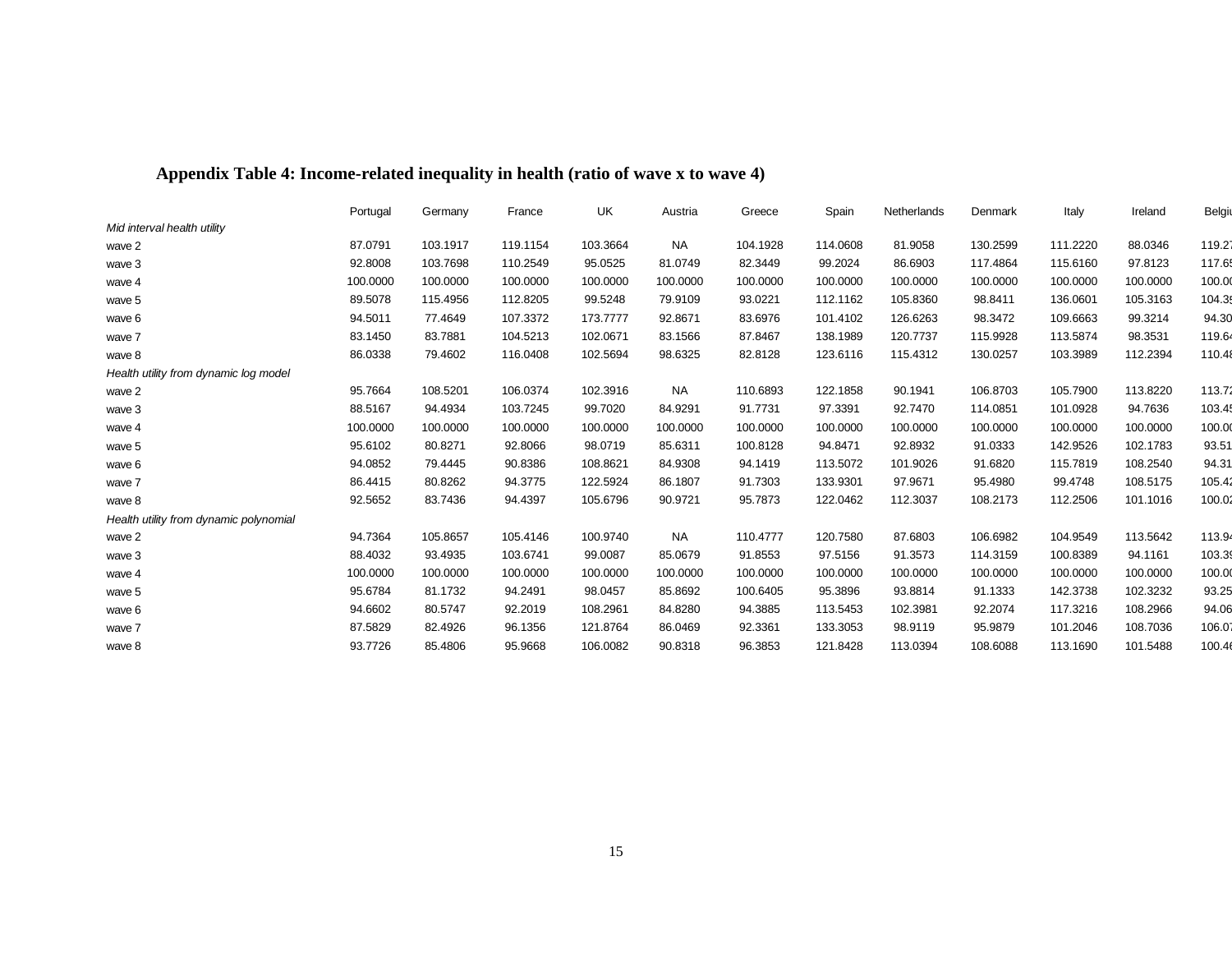## Appendix Table 4: Income-related inequality in health (ratio of wave x to wave 4)

| | Portugal | Germany | France | UK | Austria | Greece | Spain | Netherlands | Denmark | Italy | Ireland | Belgiu |
|---|---|---|---|---|---|---|---|---|---|---|---|---|
| *Mid interval health utility* | | | | | | | | | | | | |
| wave 2 | 87.0791 | 103.1917 | 119.1154 | 103.3664 | NA | 104.1928 | 114.0608 | 81.9058 | 130.2599 | 111.2220 | 88.0346 | 119.27 |
| wave 3 | 92.8008 | 103.7698 | 110.2549 | 95.0525 | 81.0749 | 82.3449 | 99.2024 | 86.6903 | 117.4864 | 115.6160 | 97.8123 | 117.65 |
| wave 4 | 100.0000 | 100.0000 | 100.0000 | 100.0000 | 100.0000 | 100.0000 | 100.0000 | 100.0000 | 100.0000 | 100.0000 | 100.0000 | 100.00 |
| wave 5 | 89.5078 | 115.4956 | 112.8205 | 99.5248 | 79.9109 | 93.0221 | 112.1162 | 105.8360 | 98.8411 | 136.0601 | 105.3163 | 104.35 |
| wave 6 | 94.5011 | 77.4649 | 107.3372 | 173.7777 | 92.8671 | 83.6976 | 101.4102 | 126.6263 | 98.3472 | 109.6663 | 99.3214 | 94.30 |
| wave 7 | 83.1450 | 83.7881 | 104.5213 | 102.0671 | 83.1566 | 87.8467 | 138.1989 | 120.7737 | 115.9928 | 113.5874 | 98.3531 | 119.64 |
| wave 8 | 86.0338 | 79.4602 | 116.0408 | 102.5694 | 98.6325 | 82.8128 | 123.6116 | 115.4312 | 130.0257 | 103.3989 | 112.2394 | 110.48 |
| *Health utility from dynamic log model* | | | | | | | | | | | | |
| wave 2 | 95.7664 | 108.5201 | 106.0374 | 102.3916 | NA | 110.6893 | 122.1858 | 90.1941 | 106.8703 | 105.7900 | 113.8220 | 113.72 |
| wave 3 | 88.5167 | 94.4934 | 103.7245 | 99.7020 | 84.9291 | 91.7731 | 97.3391 | 92.7470 | 114.0851 | 101.0928 | 94.7636 | 103.45 |
| wave 4 | 100.0000 | 100.0000 | 100.0000 | 100.0000 | 100.0000 | 100.0000 | 100.0000 | 100.0000 | 100.0000 | 100.0000 | 100.0000 | 100.00 |
| wave 5 | 95.6102 | 80.8271 | 92.8066 | 98.0719 | 85.6311 | 100.8128 | 94.8471 | 92.8932 | 91.0333 | 142.9526 | 102.1783 | 93.51 |
| wave 6 | 94.0852 | 79.4445 | 90.8386 | 108.8621 | 84.9308 | 94.1419 | 113.5072 | 101.9026 | 91.6820 | 115.7819 | 108.2540 | 94.31 |
| wave 7 | 86.4415 | 80.8262 | 94.3775 | 122.5924 | 86.1807 | 91.7303 | 133.9301 | 97.9671 | 95.4980 | 99.4748 | 108.5175 | 105.42 |
| wave 8 | 92.5652 | 83.7436 | 94.4397 | 105.6796 | 90.9721 | 95.7873 | 122.0462 | 112.3037 | 108.2173 | 112.2506 | 101.1016 | 100.02 |
| *Health utility from dynamic polynomial* | | | | | | | | | | | | |
| wave 2 | 94.7364 | 105.8657 | 105.4146 | 100.9740 | NA | 110.4777 | 120.7580 | 87.6803 | 106.6982 | 104.9549 | 113.5642 | 113.94 |
| wave 3 | 88.4032 | 93.4935 | 103.6741 | 99.0087 | 85.0679 | 91.8553 | 97.5156 | 91.3573 | 114.3159 | 100.8389 | 94.1161 | 103.39 |
| wave 4 | 100.0000 | 100.0000 | 100.0000 | 100.0000 | 100.0000 | 100.0000 | 100.0000 | 100.0000 | 100.0000 | 100.0000 | 100.0000 | 100.00 |
| wave 5 | 95.6784 | 81.1732 | 94.2491 | 98.0457 | 85.8692 | 100.6405 | 95.3896 | 93.8814 | 91.1333 | 142.3738 | 102.3232 | 93.25 |
| wave 6 | 94.6602 | 80.5747 | 92.2019 | 108.2961 | 84.8280 | 94.3885 | 113.5453 | 102.3981 | 92.2074 | 117.3216 | 108.2966 | 94.06 |
| wave 7 | 87.5829 | 82.4926 | 96.1356 | 121.8764 | 86.0469 | 92.3361 | 133.3053 | 98.9119 | 95.9879 | 101.2046 | 108.7036 | 106.07 |
| wave 8 | 93.7726 | 85.4806 | 95.9668 | 106.0082 | 90.8318 | 96.3853 | 121.8428 | 113.0394 | 108.6088 | 113.1690 | 101.5488 | 100.46 |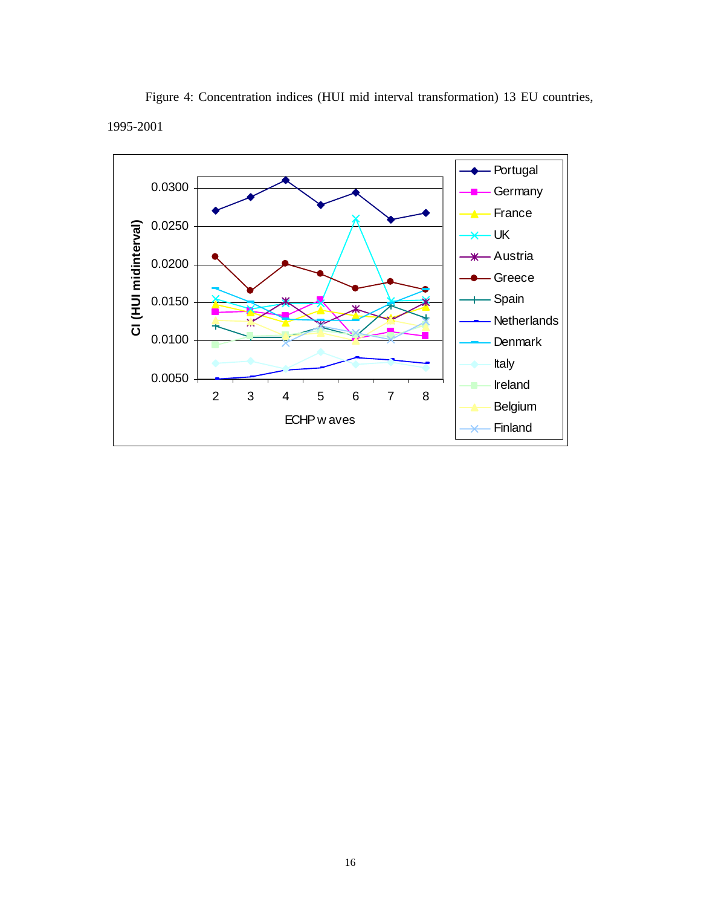Figure 4: Concentration indices (HUI mid interval transformation) 13 EU countries, 1995-2001

CI (HUI midinterval)

0.0300
0.0250
0.0200
0.0150
0.0100
0.0050

2 3 4 5 6 7 8

ECHP waves

Portugal
Germany
France
UK
Austria
Greece
Spain
Netherlands
Denmark
Italy
Ireland
Belgium
Finland